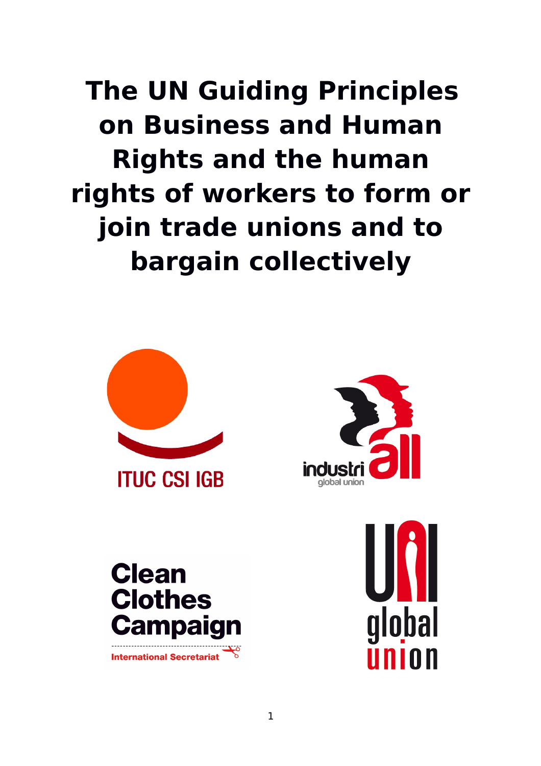# The UN Guiding Principles on Business and Human Rights and the human rights of workers to form or join trade unions and to bargain collectively

ITUC CSI IGB

industriall global union

Clean Clothes Campaign
International Secretariat

UNI global union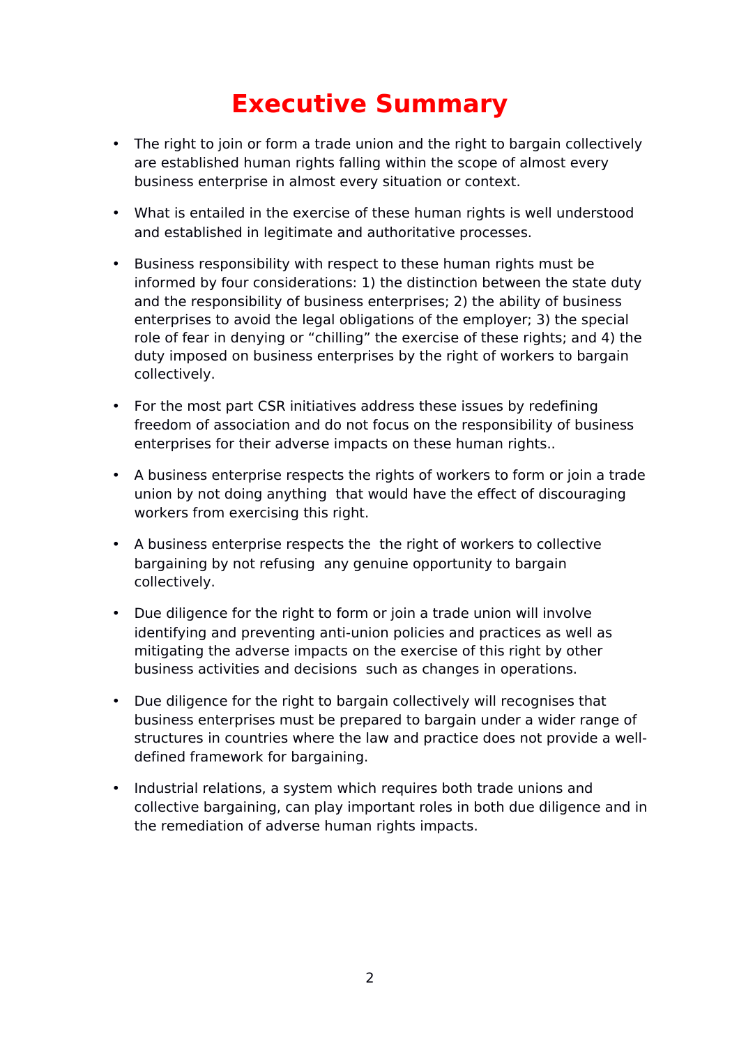# Executive Summary

- The right to join or form a trade union and the right to bargain collectively are established human rights falling within the scope of almost every business enterprise in almost every situation or context.

- What is entailed in the exercise of these human rights is well understood and established in legitimate and authoritative processes.

- Business responsibility with respect to these human rights must be informed by four considerations: 1) the distinction between the state duty and the responsibility of business enterprises; 2) the ability of business enterprises to avoid the legal obligations of the employer; 3) the special role of fear in denying or "chilling" the exercise of these rights; and 4) the duty imposed on business enterprises by the right of workers to bargain collectively.

- For the most part CSR initiatives address these issues by redefining freedom of association and do not focus on the responsibility of business enterprises for their adverse impacts on these human rights..

- A business enterprise respects the rights of workers to form or join a trade union by not doing anything  that would have the effect of discouraging workers from exercising this right.

- A business enterprise respects the  the right of workers to collective bargaining by not refusing  any genuine opportunity to bargain collectively.

- Due diligence for the right to form or join a trade union will involve identifying and preventing anti-union policies and practices as well as mitigating the adverse impacts on the exercise of this right by other business activities and decisions  such as changes in operations.

- Due diligence for the right to bargain collectively will recognises that business enterprises must be prepared to bargain under a wider range of structures in countries where the law and practice does not provide a well-defined framework for bargaining.

- Industrial relations, a system which requires both trade unions and collective bargaining, can play important roles in both due diligence and in the remediation of adverse human rights impacts.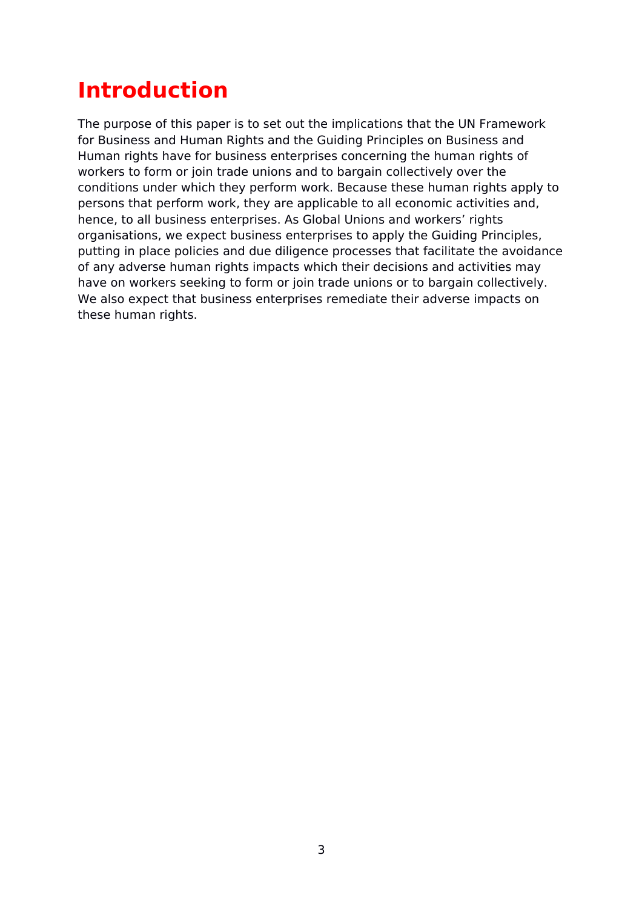# Introduction

The purpose of this paper is to set out the implications that the UN Framework for Business and Human Rights and the Guiding Principles on Business and Human rights have for business enterprises concerning the human rights of workers to form or join trade unions and to bargain collectively over the conditions under which they perform work. Because these human rights apply to persons that perform work, they are applicable to all economic activities and, hence, to all business enterprises. As Global Unions and workers' rights organisations, we expect business enterprises to apply the Guiding Principles, putting in place policies and due diligence processes that facilitate the avoidance of any adverse human rights impacts which their decisions and activities may have on workers seeking to form or join trade unions or to bargain collectively. We also expect that business enterprises remediate their adverse impacts on these human rights.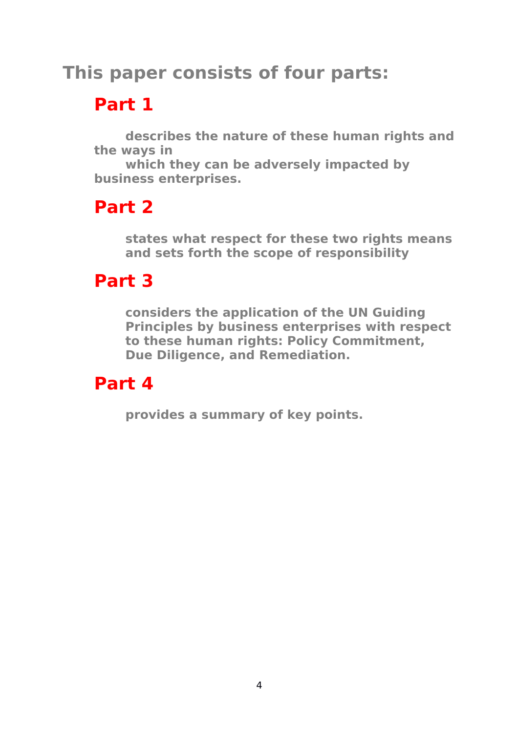## This paper consists of four parts:

### Part 1

**describes the nature of these human rights and the ways in which they can be adversely impacted by business enterprises.**

### Part 2

**states what respect for these two rights means and sets forth the scope of responsibility**

### Part 3

**considers the application of the UN Guiding Principles by business enterprises with respect to these human rights: Policy Commitment, Due Diligence, and Remediation.**

### Part 4

**provides a summary of key points.**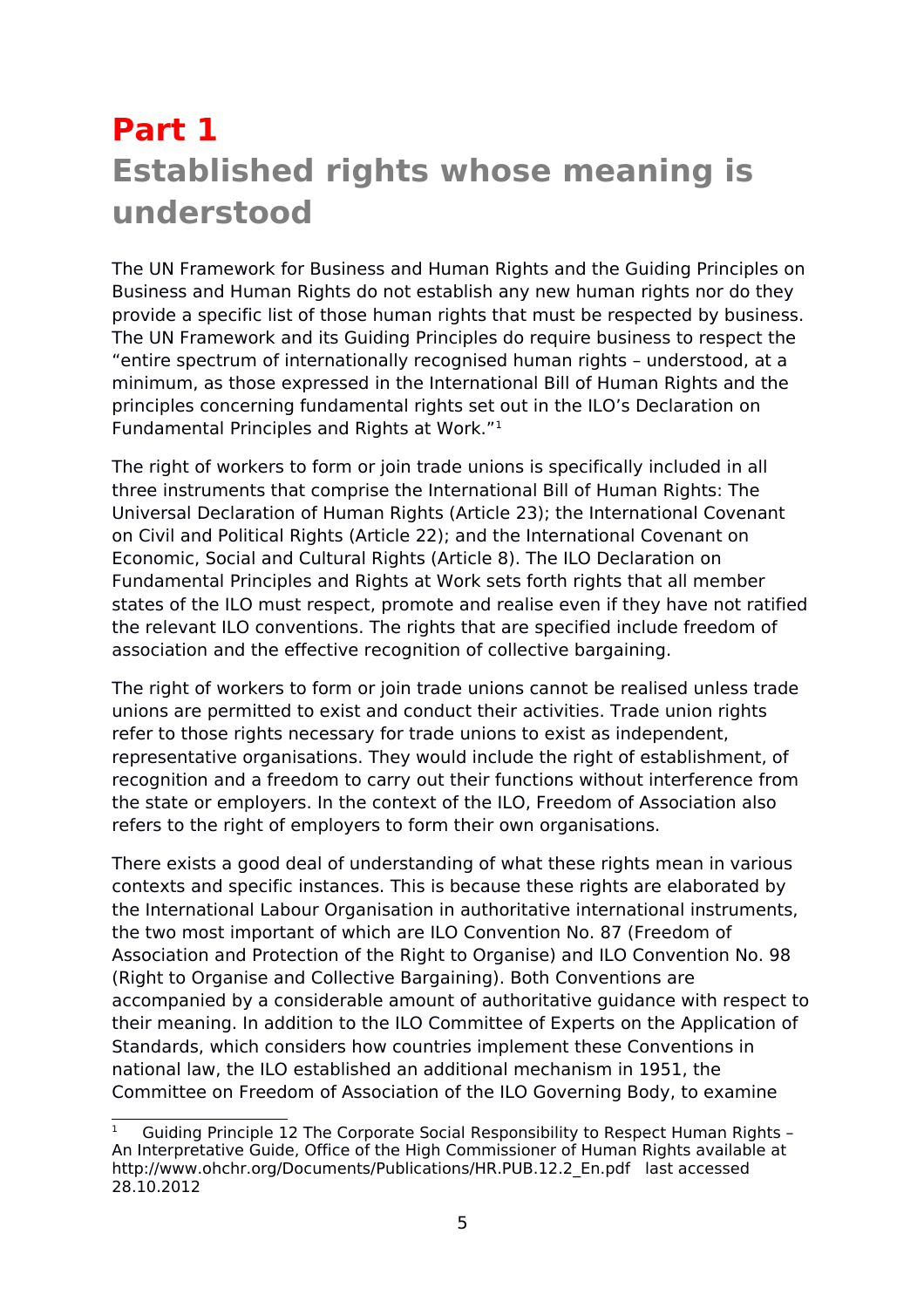# Part 1

## Established rights whose meaning is understood

The UN Framework for Business and Human Rights and the Guiding Principles on Business and Human Rights do not establish any new human rights nor do they provide a specific list of those human rights that must be respected by business. The UN Framework and its Guiding Principles do require business to respect the "entire spectrum of internationally recognised human rights – understood, at a minimum, as those expressed in the International Bill of Human Rights and the principles concerning fundamental rights set out in the ILO's Declaration on Fundamental Principles and Rights at Work."[1]

The right of workers to form or join trade unions is specifically included in all three instruments that comprise the International Bill of Human Rights: The Universal Declaration of Human Rights (Article 23); the International Covenant on Civil and Political Rights (Article 22); and the International Covenant on Economic, Social and Cultural Rights (Article 8). The ILO Declaration on Fundamental Principles and Rights at Work sets forth rights that all member states of the ILO must respect, promote and realise even if they have not ratified the relevant ILO conventions. The rights that are specified include freedom of association and the effective recognition of collective bargaining.

The right of workers to form or join trade unions cannot be realised unless trade unions are permitted to exist and conduct their activities. Trade union rights refer to those rights necessary for trade unions to exist as independent, representative organisations. They would include the right of establishment, of recognition and a freedom to carry out their functions without interference from the state or employers. In the context of the ILO, Freedom of Association also refers to the right of employers to form their own organisations.

There exists a good deal of understanding of what these rights mean in various contexts and specific instances. This is because these rights are elaborated by the International Labour Organisation in authoritative international instruments, the two most important of which are ILO Convention No. 87 (Freedom of Association and Protection of the Right to Organise) and ILO Convention No. 98 (Right to Organise and Collective Bargaining). Both Conventions are accompanied by a considerable amount of authoritative guidance with respect to their meaning. In addition to the ILO Committee of Experts on the Application of Standards, which considers how countries implement these Conventions in national law, the ILO established an additional mechanism in 1951, the Committee on Freedom of Association of the ILO Governing Body, to examine

---

[1] Guiding Principle 12 The Corporate Social Responsibility to Respect Human Rights – An Interpretative Guide, Office of the High Commissioner of Human Rights available at http://www.ohchr.org/Documents/Publications/HR.PUB.12.2_En.pdf last accessed 28.10.2012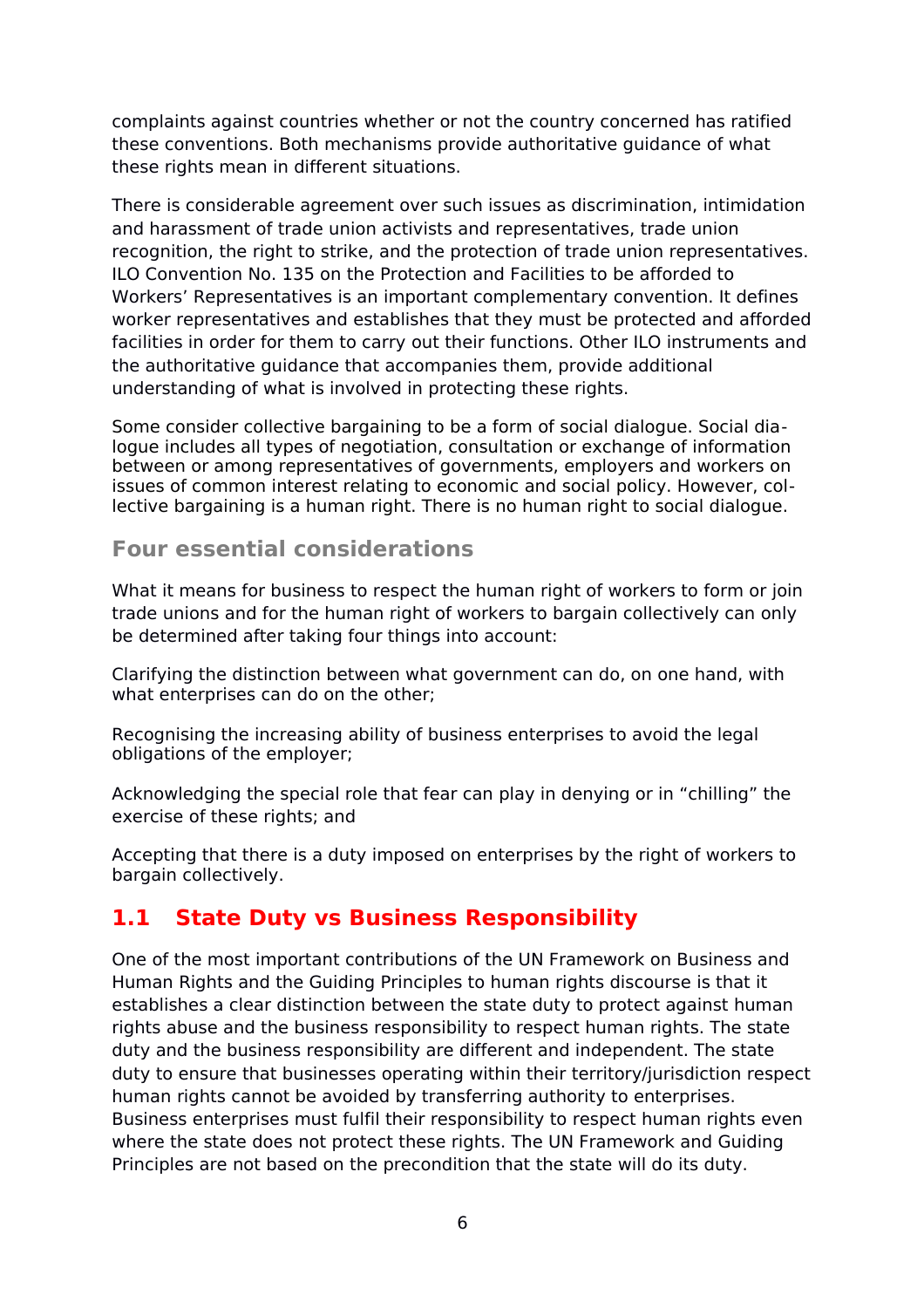complaints against countries whether or not the country concerned has ratified these conventions. Both mechanisms provide authoritative guidance of what these rights mean in different situations.

There is considerable agreement over such issues as discrimination, intimidation and harassment of trade union activists and representatives, trade union recognition, the right to strike, and the protection of trade union representatives. ILO Convention No. 135 on the Protection and Facilities to be afforded to Workers' Representatives is an important complementary convention. It defines worker representatives and establishes that they must be protected and afforded facilities in order for them to carry out their functions. Other ILO instruments and the authoritative guidance that accompanies them, provide additional understanding of what is involved in protecting these rights.

Some consider collective bargaining to be a form of social dialogue. Social dialogue includes all types of negotiation, consultation or exchange of information between or among representatives of governments, employers and workers on issues of common interest relating to economic and social policy. However, collective bargaining is a human right. There is no human right to social dialogue.

### Four essential considerations

What it means for business to respect the human right of workers to form or join trade unions and for the human right of workers to bargain collectively can only be determined after taking four things into account:

Clarifying the distinction between what government can do, on one hand, with what enterprises can do on the other;

Recognising the increasing ability of business enterprises to avoid the legal obligations of the employer;

Acknowledging the special role that fear can play in denying or in "chilling" the exercise of these rights; and

Accepting that there is a duty imposed on enterprises by the right of workers to bargain collectively.

## 1.1 State Duty vs Business Responsibility

One of the most important contributions of the UN Framework on Business and Human Rights and the Guiding Principles to human rights discourse is that it establishes a clear distinction between the state duty to protect against human rights abuse and the business responsibility to respect human rights. The state duty and the business responsibility are different and independent. The state duty to ensure that businesses operating within their territory/jurisdiction respect human rights cannot be avoided by transferring authority to enterprises. Business enterprises must fulfil their responsibility to respect human rights even where the state does not protect these rights. The UN Framework and Guiding Principles are not based on the precondition that the state will do its duty.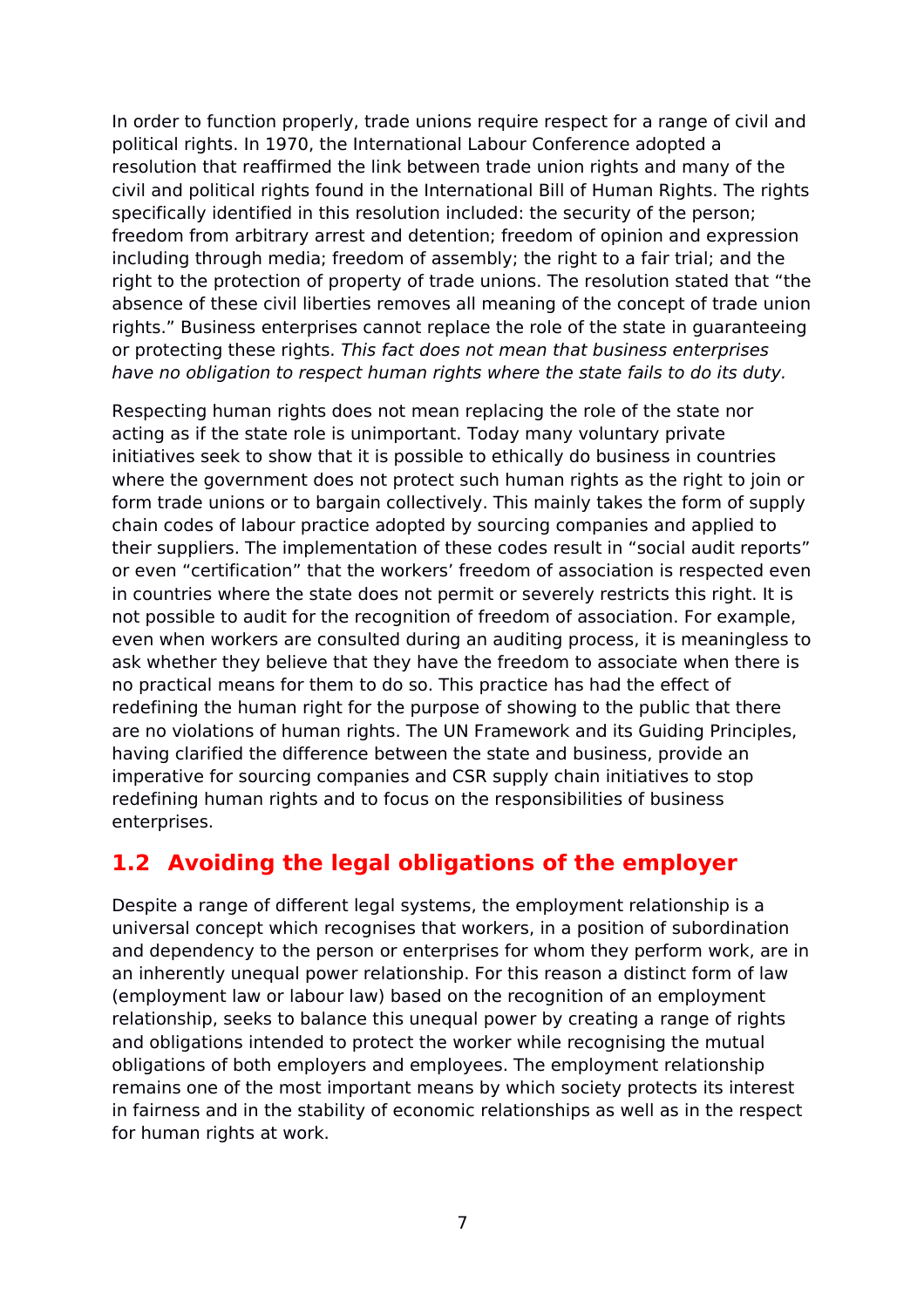In order to function properly, trade unions require respect for a range of civil and political rights. In 1970, the International Labour Conference adopted a resolution that reaffirmed the link between trade union rights and many of the civil and political rights found in the International Bill of Human Rights. The rights specifically identified in this resolution included: the security of the person; freedom from arbitrary arrest and detention; freedom of opinion and expression including through media; freedom of assembly; the right to a fair trial; and the right to the protection of property of trade unions. The resolution stated that "the absence of these civil liberties removes all meaning of the concept of trade union rights." Business enterprises cannot replace the role of the state in guaranteeing or protecting these rights. *This fact does not mean that business enterprises have no obligation to respect human rights where the state fails to do its duty.*

Respecting human rights does not mean replacing the role of the state nor acting as if the state role is unimportant. Today many voluntary private initiatives seek to show that it is possible to ethically do business in countries where the government does not protect such human rights as the right to join or form trade unions or to bargain collectively. This mainly takes the form of supply chain codes of labour practice adopted by sourcing companies and applied to their suppliers. The implementation of these codes result in "social audit reports" or even "certification" that the workers' freedom of association is respected even in countries where the state does not permit or severely restricts this right. It is not possible to audit for the recognition of freedom of association. For example, even when workers are consulted during an auditing process, it is meaningless to ask whether they believe that they have the freedom to associate when there is no practical means for them to do so. This practice has had the effect of redefining the human right for the purpose of showing to the public that there are no violations of human rights. The UN Framework and its Guiding Principles, having clarified the difference between the state and business, provide an imperative for sourcing companies and CSR supply chain initiatives to stop redefining human rights and to focus on the responsibilities of business enterprises.

## 1.2 Avoiding the legal obligations of the employer

Despite a range of different legal systems, the employment relationship is a universal concept which recognises that workers, in a position of subordination and dependency to the person or enterprises for whom they perform work, are in an inherently unequal power relationship. For this reason a distinct form of law (employment law or labour law) based on the recognition of an employment relationship, seeks to balance this unequal power by creating a range of rights and obligations intended to protect the worker while recognising the mutual obligations of both employers and employees. The employment relationship remains one of the most important means by which society protects its interest in fairness and in the stability of economic relationships as well as in the respect for human rights at work.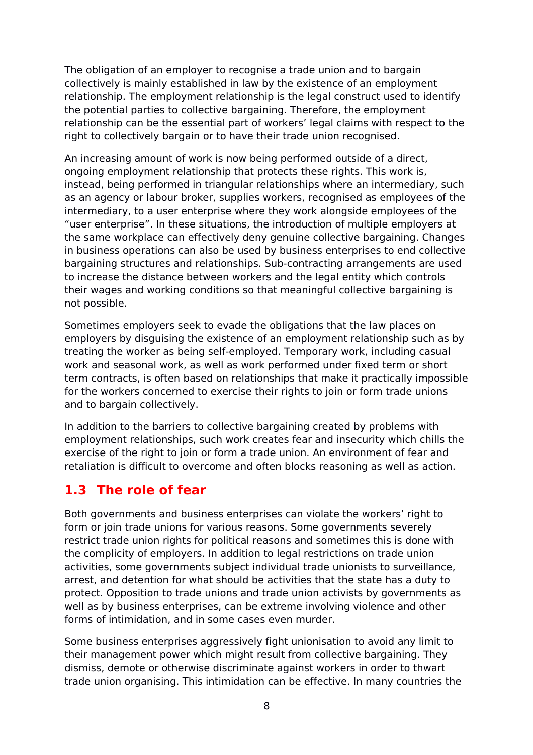The obligation of an employer to recognise a trade union and to bargain collectively is mainly established in law by the existence of an employment relationship. The employment relationship is the legal construct used to identify the potential parties to collective bargaining. Therefore, the employment relationship can be the essential part of workers' legal claims with respect to the right to collectively bargain or to have their trade union recognised.

An increasing amount of work is now being performed outside of a direct, ongoing employment relationship that protects these rights. This work is, instead, being performed in triangular relationships where an intermediary, such as an agency or labour broker, supplies workers, recognised as employees of the intermediary, to a user enterprise where they work alongside employees of the "user enterprise". In these situations, the introduction of multiple employers at the same workplace can effectively deny genuine collective bargaining. Changes in business operations can also be used by business enterprises to end collective bargaining structures and relationships. Sub-contracting arrangements are used to increase the distance between workers and the legal entity which controls their wages and working conditions so that meaningful collective bargaining is not possible.

Sometimes employers seek to evade the obligations that the law places on employers by disguising the existence of an employment relationship such as by treating the worker as being self-employed. Temporary work, including casual work and seasonal work, as well as work performed under fixed term or short term contracts, is often based on relationships that make it practically impossible for the workers concerned to exercise their rights to join or form trade unions and to bargain collectively.

In addition to the barriers to collective bargaining created by problems with employment relationships, such work creates fear and insecurity which chills the exercise of the right to join or form a trade union. An environment of fear and retaliation is difficult to overcome and often blocks reasoning as well as action.

## 1.3 The role of fear

Both governments and business enterprises can violate the workers' right to form or join trade unions for various reasons. Some governments severely restrict trade union rights for political reasons and sometimes this is done with the complicity of employers. In addition to legal restrictions on trade union activities, some governments subject individual trade unionists to surveillance, arrest, and detention for what should be activities that the state has a duty to protect. Opposition to trade unions and trade union activists by governments as well as by business enterprises, can be extreme involving violence and other forms of intimidation, and in some cases even murder.

Some business enterprises aggressively fight unionisation to avoid any limit to their management power which might result from collective bargaining. They dismiss, demote or otherwise discriminate against workers in order to thwart trade union organising. This intimidation can be effective. In many countries the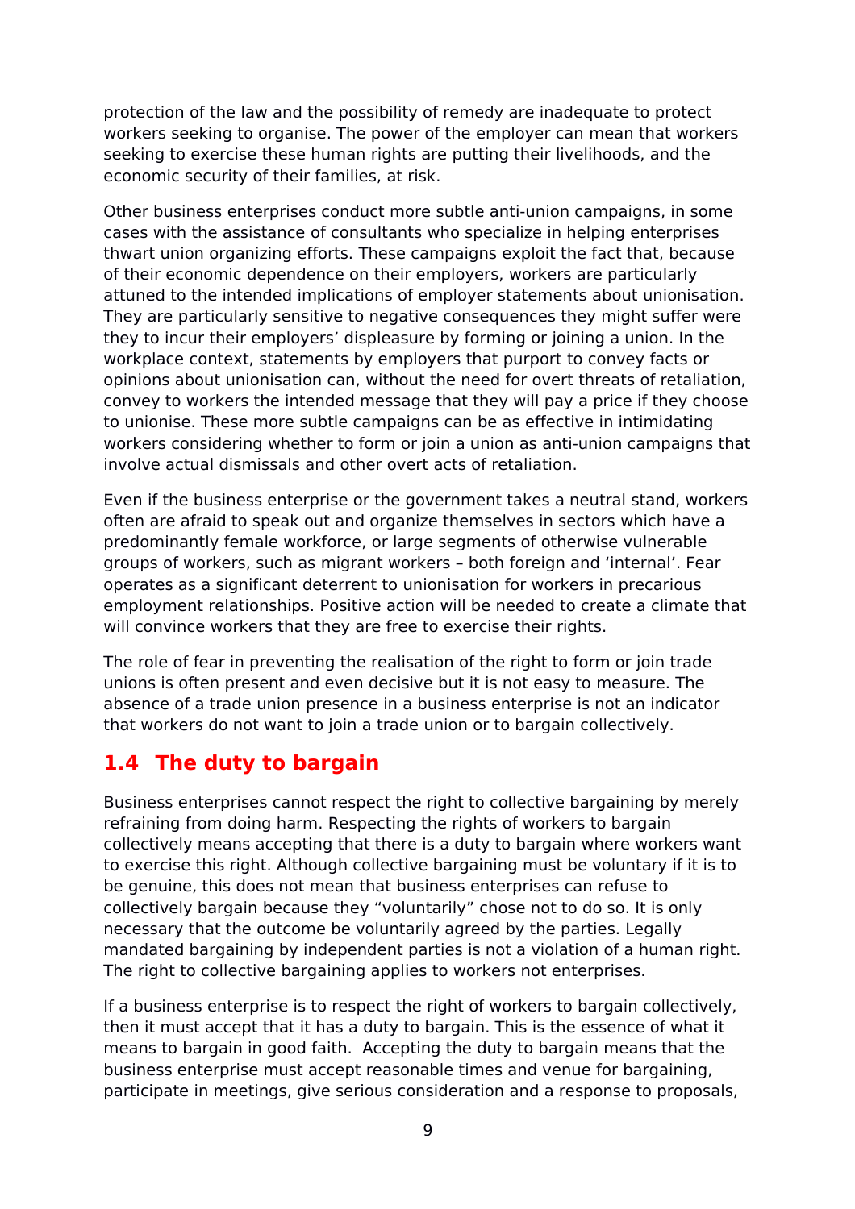protection of the law and the possibility of remedy are inadequate to protect workers seeking to organise. The power of the employer can mean that workers seeking to exercise these human rights are putting their livelihoods, and the economic security of their families, at risk.

Other business enterprises conduct more subtle anti-union campaigns, in some cases with the assistance of consultants who specialize in helping enterprises thwart union organizing efforts. These campaigns exploit the fact that, because of their economic dependence on their employers, workers are particularly attuned to the intended implications of employer statements about unionisation. They are particularly sensitive to negative consequences they might suffer were they to incur their employers' displeasure by forming or joining a union. In the workplace context, statements by employers that purport to convey facts or opinions about unionisation can, without the need for overt threats of retaliation, convey to workers the intended message that they will pay a price if they choose to unionise. These more subtle campaigns can be as effective in intimidating workers considering whether to form or join a union as anti-union campaigns that involve actual dismissals and other overt acts of retaliation.

Even if the business enterprise or the government takes a neutral stand, workers often are afraid to speak out and organize themselves in sectors which have a predominantly female workforce, or large segments of otherwise vulnerable groups of workers, such as migrant workers – both foreign and 'internal'. Fear operates as a significant deterrent to unionisation for workers in precarious employment relationships. Positive action will be needed to create a climate that will convince workers that they are free to exercise their rights.

The role of fear in preventing the realisation of the right to form or join trade unions is often present and even decisive but it is not easy to measure. The absence of a trade union presence in a business enterprise is not an indicator that workers do not want to join a trade union or to bargain collectively.

## 1.4 The duty to bargain

Business enterprises cannot respect the right to collective bargaining by merely refraining from doing harm. Respecting the rights of workers to bargain collectively means accepting that there is a duty to bargain where workers want to exercise this right. Although collective bargaining must be voluntary if it is to be genuine, this does not mean that business enterprises can refuse to collectively bargain because they "voluntarily" chose not to do so. It is only necessary that the outcome be voluntarily agreed by the parties. Legally mandated bargaining by independent parties is not a violation of a human right. The right to collective bargaining applies to workers not enterprises.

If a business enterprise is to respect the right of workers to bargain collectively, then it must accept that it has a duty to bargain. This is the essence of what it means to bargain in good faith. Accepting the duty to bargain means that the business enterprise must accept reasonable times and venue for bargaining, participate in meetings, give serious consideration and a response to proposals,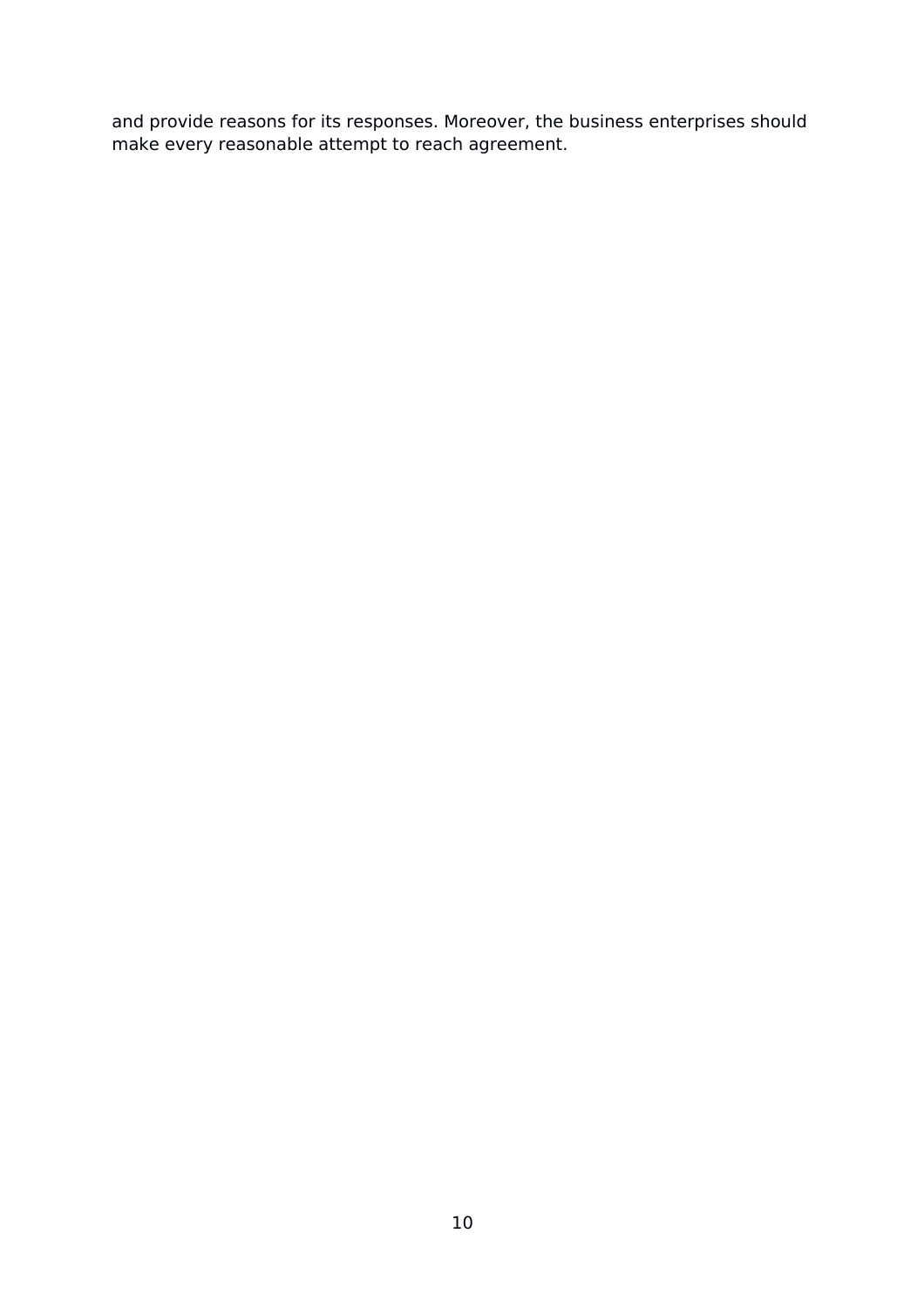and provide reasons for its responses. Moreover, the business enterprises should make every reasonable attempt to reach agreement.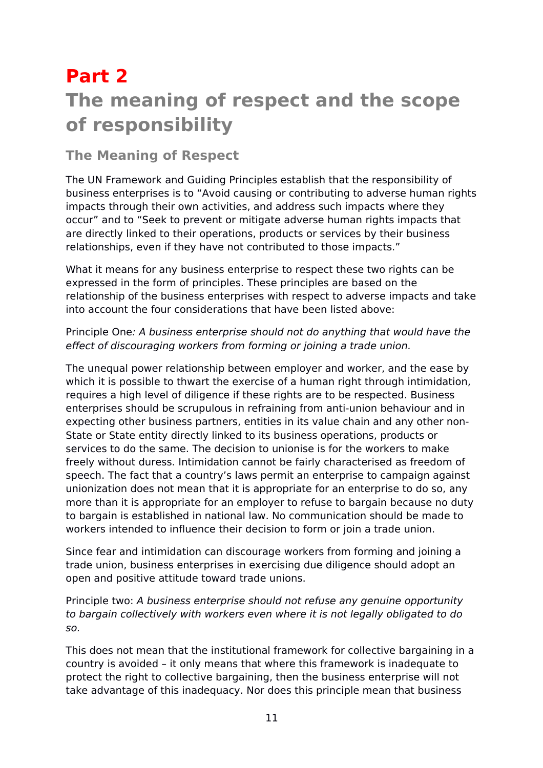# Part 2

# The meaning of respect and the scope of responsibility

## The Meaning of Respect

The UN Framework and Guiding Principles establish that the responsibility of business enterprises is to “Avoid causing or contributing to adverse human rights impacts through their own activities, and address such impacts where they occur” and to “Seek to prevent or mitigate adverse human rights impacts that are directly linked to their operations, products or services by their business relationships, even if they have not contributed to those impacts.”

What it means for any business enterprise to respect these two rights can be expressed in the form of principles. These principles are based on the relationship of the business enterprises with respect to adverse impacts and take into account the four considerations that have been listed above:

Principle One*: A business enterprise should not do anything that would have the effect of discouraging workers from forming or joining a trade union.*

The unequal power relationship between employer and worker, and the ease by which it is possible to thwart the exercise of a human right through intimidation, requires a high level of diligence if these rights are to be respected. Business enterprises should be scrupulous in refraining from anti-union behaviour and in expecting other business partners, entities in its value chain and any other non-State or State entity directly linked to its business operations, products or services to do the same. The decision to unionise is for the workers to make freely without duress. Intimidation cannot be fairly characterised as freedom of speech. The fact that a country’s laws permit an enterprise to campaign against unionization does not mean that it is appropriate for an enterprise to do so, any more than it is appropriate for an employer to refuse to bargain because no duty to bargain is established in national law. No communication should be made to workers intended to influence their decision to form or join a trade union.

Since fear and intimidation can discourage workers from forming and joining a trade union, business enterprises in exercising due diligence should adopt an open and positive attitude toward trade unions.

Principle two: *A business enterprise should not refuse any genuine opportunity to bargain collectively with workers even where it is not legally obligated to do so.*

This does not mean that the institutional framework for collective bargaining in a country is avoided – it only means that where this framework is inadequate to protect the right to collective bargaining, then the business enterprise will not take advantage of this inadequacy. Nor does this principle mean that business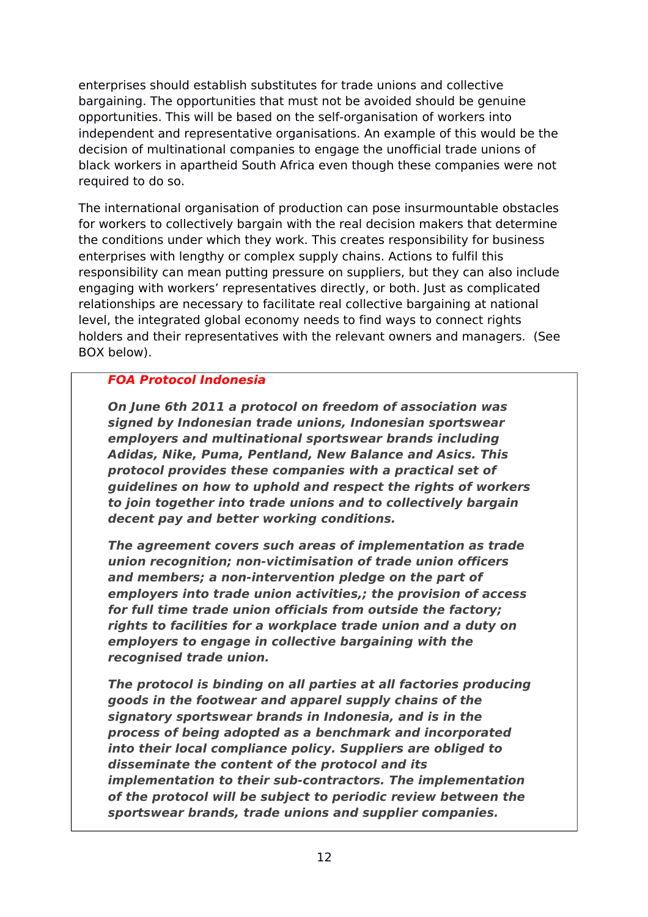enterprises should establish substitutes for trade unions and collective bargaining. The opportunities that must not be avoided should be genuine opportunities. This will be based on the self-organisation of workers into independent and representative organisations. An example of this would be the decision of multinational companies to engage the unofficial trade unions of black workers in apartheid South Africa even though these companies were not required to do so.

The international organisation of production can pose insurmountable obstacles for workers to collectively bargain with the real decision makers that determine the conditions under which they work. This creates responsibility for business enterprises with lengthy or complex supply chains. Actions to fulfil this responsibility can mean putting pressure on suppliers, but they can also include engaging with workers' representatives directly, or both. Just as complicated relationships are necessary to facilitate real collective bargaining at national level, the integrated global economy needs to find ways to connect rights holders and their representatives with the relevant owners and managers. (See BOX below).

> ***FOA Protocol Indonesia***
>
> ***On June 6th 2011 a protocol on freedom of association was signed by Indonesian trade unions, Indonesian sportswear employers and multinational sportswear brands including Adidas, Nike, Puma, Pentland, New Balance and Asics. This protocol provides these companies with a practical set of guidelines on how to uphold and respect the rights of workers to join together into trade unions and to collectively bargain decent pay and better working conditions.***
>
> ***The agreement covers such areas of implementation as trade union recognition; non-victimisation of trade union officers and members; a non-intervention pledge on the part of employers into trade union activities,; the provision of access for full time trade union officials from outside the factory; rights to facilities for a workplace trade union and a duty on employers to engage in collective bargaining with the recognised trade union.***
>
> ***The protocol is binding on all parties at all factories producing goods in the footwear and apparel supply chains of the signatory sportswear brands in Indonesia, and is in the process of being adopted as a benchmark and incorporated into their local compliance policy. Suppliers are obliged to disseminate the content of the protocol and its implementation to their sub-contractors. The implementation of the protocol will be subject to periodic review between the sportswear brands, trade unions and supplier companies.***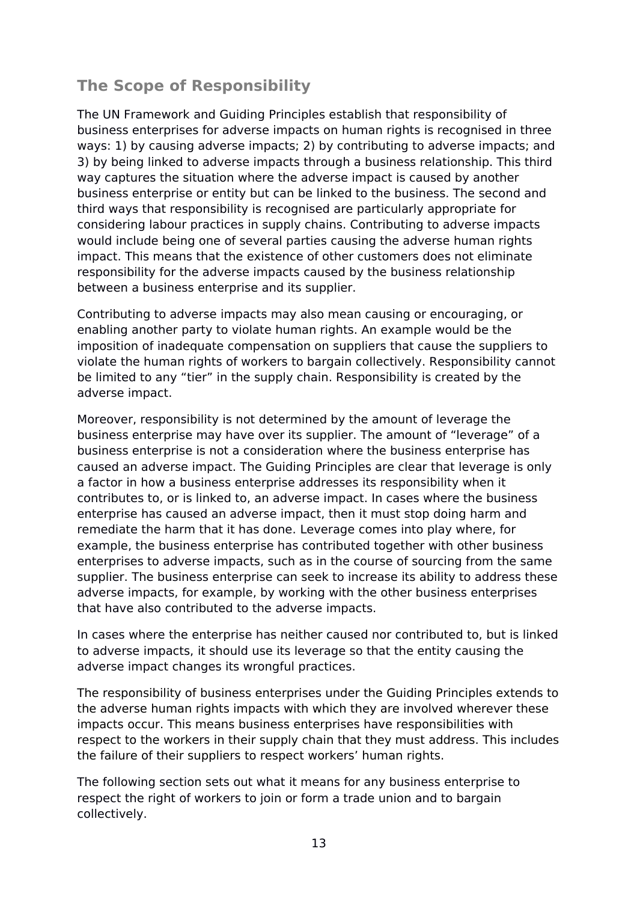## The Scope of Responsibility

The UN Framework and Guiding Principles establish that responsibility of business enterprises for adverse impacts on human rights is recognised in three ways: 1) by causing adverse impacts; 2) by contributing to adverse impacts; and 3) by being linked to adverse impacts through a business relationship. This third way captures the situation where the adverse impact is caused by another business enterprise or entity but can be linked to the business. The second and third ways that responsibility is recognised are particularly appropriate for considering labour practices in supply chains. Contributing to adverse impacts would include being one of several parties causing the adverse human rights impact. This means that the existence of other customers does not eliminate responsibility for the adverse impacts caused by the business relationship between a business enterprise and its supplier.

Contributing to adverse impacts may also mean causing or encouraging, or enabling another party to violate human rights. An example would be the imposition of inadequate compensation on suppliers that cause the suppliers to violate the human rights of workers to bargain collectively. Responsibility cannot be limited to any "tier" in the supply chain. Responsibility is created by the adverse impact.

Moreover, responsibility is not determined by the amount of leverage the business enterprise may have over its supplier. The amount of "leverage" of a business enterprise is not a consideration where the business enterprise has caused an adverse impact. The Guiding Principles are clear that leverage is only a factor in how a business enterprise addresses its responsibility when it contributes to, or is linked to, an adverse impact. In cases where the business enterprise has caused an adverse impact, then it must stop doing harm and remediate the harm that it has done. Leverage comes into play where, for example, the business enterprise has contributed together with other business enterprises to adverse impacts, such as in the course of sourcing from the same supplier. The business enterprise can seek to increase its ability to address these adverse impacts, for example, by working with the other business enterprises that have also contributed to the adverse impacts.

In cases where the enterprise has neither caused nor contributed to, but is linked to adverse impacts, it should use its leverage so that the entity causing the adverse impact changes its wrongful practices.

The responsibility of business enterprises under the Guiding Principles extends to the adverse human rights impacts with which they are involved wherever these impacts occur. This means business enterprises have responsibilities with respect to the workers in their supply chain that they must address. This includes the failure of their suppliers to respect workers' human rights.

The following section sets out what it means for any business enterprise to respect the right of workers to join or form a trade union and to bargain collectively.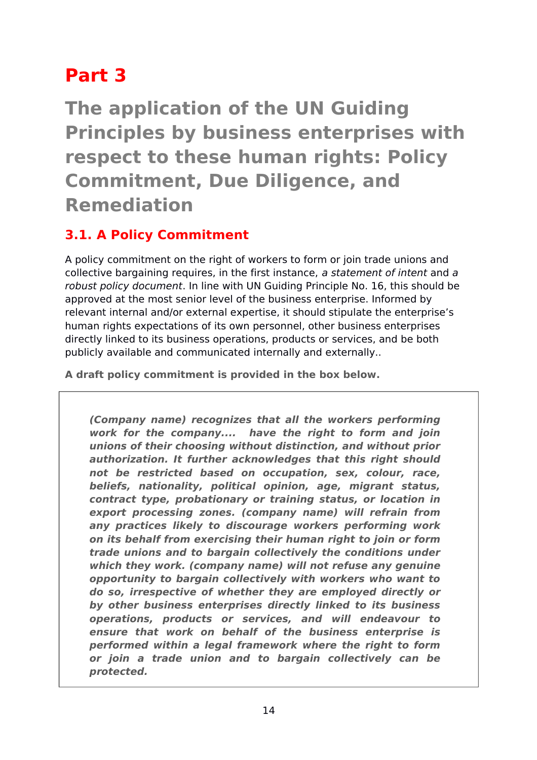# Part 3

# The application of the UN Guiding Principles by business enterprises with respect to these human rights: Policy Commitment, Due Diligence, and Remediation

## 3.1. A Policy Commitment

A policy commitment on the right of workers to form or join trade unions and collective bargaining requires, in the first instance, *a statement of intent* and *a robust policy document*. In line with UN Guiding Principle No. 16, this should be approved at the most senior level of the business enterprise. Informed by relevant internal and/or external expertise, it should stipulate the enterprise's human rights expectations of its own personnel, other business enterprises directly linked to its business operations, products or services, and be both publicly available and communicated internally and externally..

**A draft policy commitment is provided in the box below.**

> ***(Company name) recognizes that all the workers performing work for the company.... have the right to form and join unions of their choosing without distinction, and without prior authorization. It further acknowledges that this right should not be restricted based on occupation, sex, colour, race, beliefs, nationality, political opinion, age, migrant status, contract type, probationary or training status, or location in export processing zones. (company name) will refrain from any practices likely to discourage workers performing work on its behalf from exercising their human right to join or form trade unions and to bargain collectively the conditions under which they work. (company name) will not refuse any genuine opportunity to bargain collectively with workers who want to do so, irrespective of whether they are employed directly or by other business enterprises directly linked to its business operations, products or services, and will endeavour to ensure that work on behalf of the business enterprise is performed within a legal framework where the right to form or join a trade union and to bargain collectively can be protected.***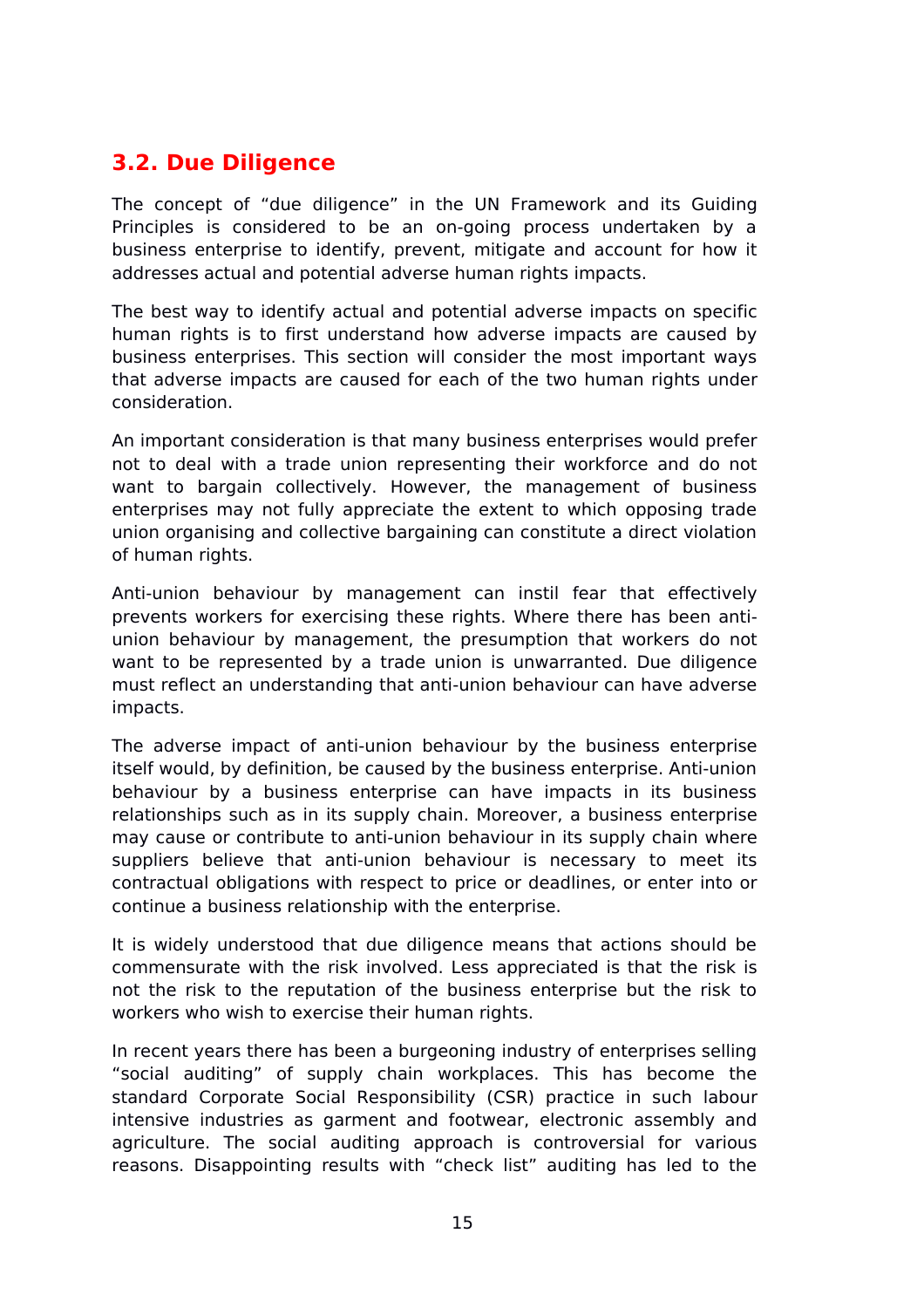## 3.2. Due Diligence

The concept of "due diligence" in the UN Framework and its Guiding Principles is considered to be an on-going process undertaken by a business enterprise to identify, prevent, mitigate and account for how it addresses actual and potential adverse human rights impacts.

The best way to identify actual and potential adverse impacts on specific human rights is to first understand how adverse impacts are caused by business enterprises. This section will consider the most important ways that adverse impacts are caused for each of the two human rights under consideration.

An important consideration is that many business enterprises would prefer not to deal with a trade union representing their workforce and do not want to bargain collectively. However, the management of business enterprises may not fully appreciate the extent to which opposing trade union organising and collective bargaining can constitute a direct violation of human rights.

Anti-union behaviour by management can instil fear that effectively prevents workers for exercising these rights. Where there has been anti-union behaviour by management, the presumption that workers do not want to be represented by a trade union is unwarranted. Due diligence must reflect an understanding that anti-union behaviour can have adverse impacts.

The adverse impact of anti-union behaviour by the business enterprise itself would, by definition, be caused by the business enterprise. Anti-union behaviour by a business enterprise can have impacts in its business relationships such as in its supply chain. Moreover, a business enterprise may cause or contribute to anti-union behaviour in its supply chain where suppliers believe that anti-union behaviour is necessary to meet its contractual obligations with respect to price or deadlines, or enter into or continue a business relationship with the enterprise.

It is widely understood that due diligence means that actions should be commensurate with the risk involved. Less appreciated is that the risk is not the risk to the reputation of the business enterprise but the risk to workers who wish to exercise their human rights.

In recent years there has been a burgeoning industry of enterprises selling "social auditing" of supply chain workplaces. This has become the standard Corporate Social Responsibility (CSR) practice in such labour intensive industries as garment and footwear, electronic assembly and agriculture. The social auditing approach is controversial for various reasons. Disappointing results with "check list" auditing has led to the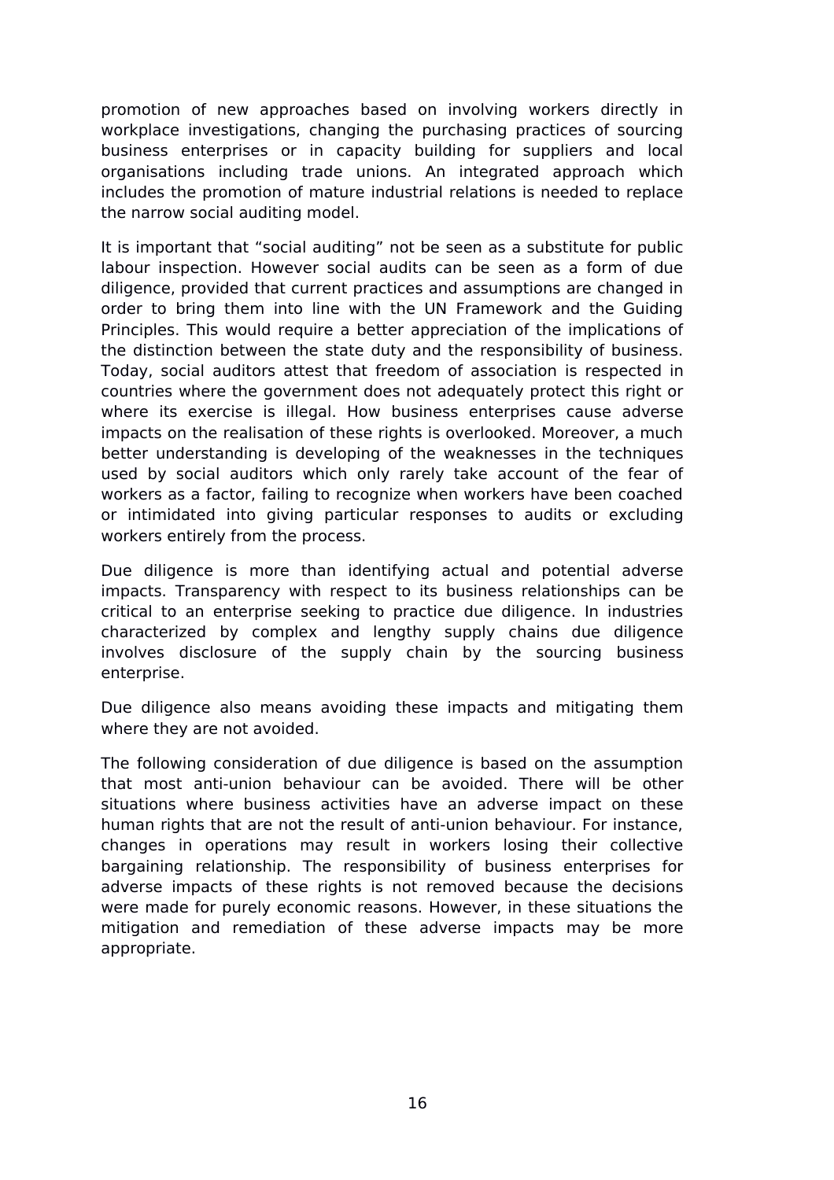promotion of new approaches based on involving workers directly in workplace investigations, changing the purchasing practices of sourcing business enterprises or in capacity building for suppliers and local organisations including trade unions. An integrated approach which includes the promotion of mature industrial relations is needed to replace the narrow social auditing model.

It is important that "social auditing" not be seen as a substitute for public labour inspection. However social audits can be seen as a form of due diligence, provided that current practices and assumptions are changed in order to bring them into line with the UN Framework and the Guiding Principles. This would require a better appreciation of the implications of the distinction between the state duty and the responsibility of business. Today, social auditors attest that freedom of association is respected in countries where the government does not adequately protect this right or where its exercise is illegal. How business enterprises cause adverse impacts on the realisation of these rights is overlooked. Moreover, a much better understanding is developing of the weaknesses in the techniques used by social auditors which only rarely take account of the fear of workers as a factor, failing to recognize when workers have been coached or intimidated into giving particular responses to audits or excluding workers entirely from the process.

Due diligence is more than identifying actual and potential adverse impacts. Transparency with respect to its business relationships can be critical to an enterprise seeking to practice due diligence. In industries characterized by complex and lengthy supply chains due diligence involves disclosure of the supply chain by the sourcing business enterprise.

Due diligence also means avoiding these impacts and mitigating them where they are not avoided.

The following consideration of due diligence is based on the assumption that most anti-union behaviour can be avoided. There will be other situations where business activities have an adverse impact on these human rights that are not the result of anti-union behaviour. For instance, changes in operations may result in workers losing their collective bargaining relationship. The responsibility of business enterprises for adverse impacts of these rights is not removed because the decisions were made for purely economic reasons. However, in these situations the mitigation and remediation of these adverse impacts may be more appropriate.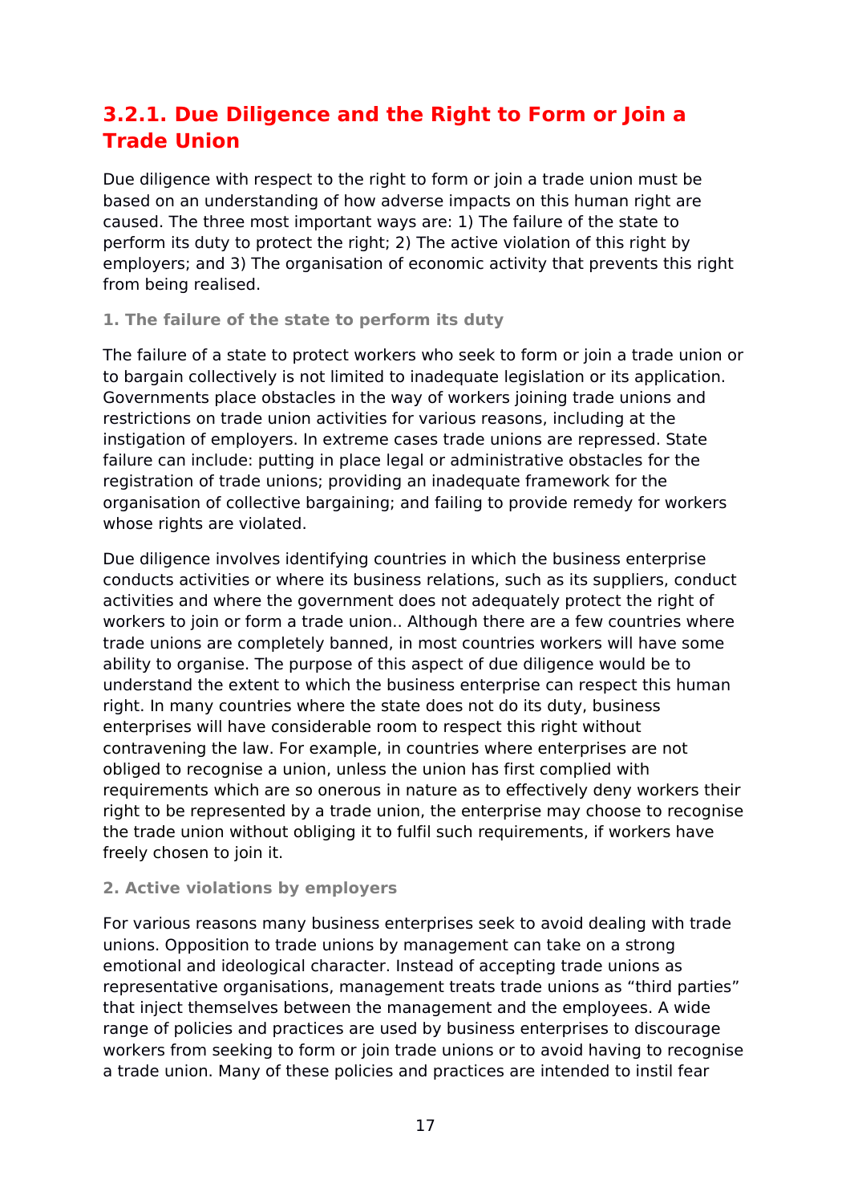### 3.2.1. Due Diligence and the Right to Form or Join a Trade Union

Due diligence with respect to the right to form or join a trade union must be based on an understanding of how adverse impacts on this human right are caused. The three most important ways are: 1) The failure of the state to perform its duty to protect the right; 2) The active violation of this right by employers; and 3) The organisation of economic activity that prevents this right from being realised.

#### 1. The failure of the state to perform its duty

The failure of a state to protect workers who seek to form or join a trade union or to bargain collectively is not limited to inadequate legislation or its application. Governments place obstacles in the way of workers joining trade unions and restrictions on trade union activities for various reasons, including at the instigation of employers. In extreme cases trade unions are repressed. State failure can include: putting in place legal or administrative obstacles for the registration of trade unions; providing an inadequate framework for the organisation of collective bargaining; and failing to provide remedy for workers whose rights are violated.

Due diligence involves identifying countries in which the business enterprise conducts activities or where its business relations, such as its suppliers, conduct activities and where the government does not adequately protect the right of workers to join or form a trade union.. Although there are a few countries where trade unions are completely banned, in most countries workers will have some ability to organise. The purpose of this aspect of due diligence would be to understand the extent to which the business enterprise can respect this human right. In many countries where the state does not do its duty, business enterprises will have considerable room to respect this right without contravening the law. For example, in countries where enterprises are not obliged to recognise a union, unless the union has first complied with requirements which are so onerous in nature as to effectively deny workers their right to be represented by a trade union, the enterprise may choose to recognise the trade union without obliging it to fulfil such requirements, if workers have freely chosen to join it.

#### 2. Active violations by employers

For various reasons many business enterprises seek to avoid dealing with trade unions. Opposition to trade unions by management can take on a strong emotional and ideological character. Instead of accepting trade unions as representative organisations, management treats trade unions as "third parties" that inject themselves between the management and the employees. A wide range of policies and practices are used by business enterprises to discourage workers from seeking to form or join trade unions or to avoid having to recognise a trade union. Many of these policies and practices are intended to instil fear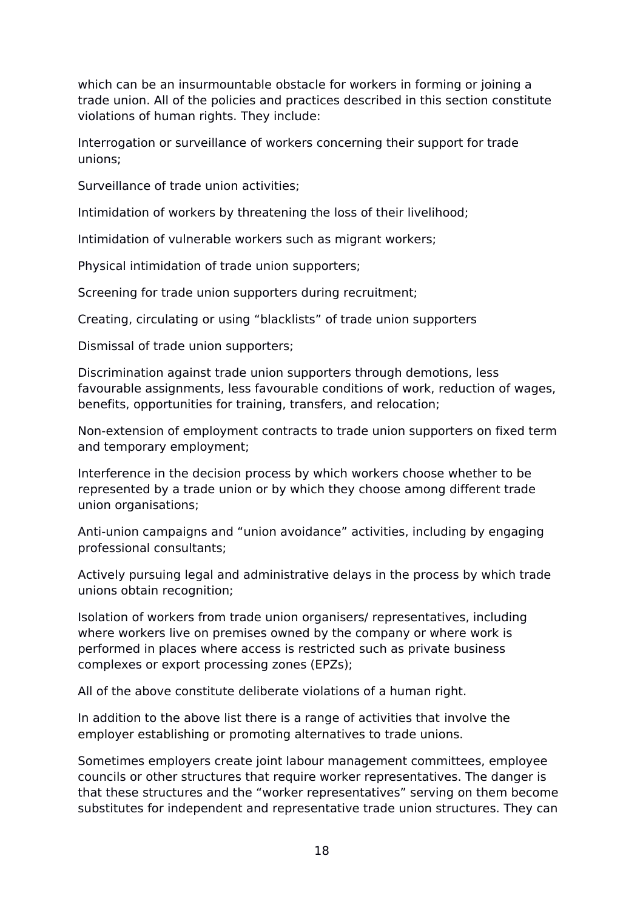which can be an insurmountable obstacle for workers in forming or joining a trade union. All of the policies and practices described in this section constitute violations of human rights. They include:

Interrogation or surveillance of workers concerning their support for trade unions;

Surveillance of trade union activities;

Intimidation of workers by threatening the loss of their livelihood;

Intimidation of vulnerable workers such as migrant workers;

Physical intimidation of trade union supporters;

Screening for trade union supporters during recruitment;

Creating, circulating or using “blacklists” of trade union supporters

Dismissal of trade union supporters;

Discrimination against trade union supporters through demotions, less favourable assignments, less favourable conditions of work, reduction of wages, benefits, opportunities for training, transfers, and relocation;

Non-extension of employment contracts to trade union supporters on fixed term and temporary employment;

Interference in the decision process by which workers choose whether to be represented by a trade union or by which they choose among different trade union organisations;

Anti-union campaigns and “union avoidance” activities, including by engaging professional consultants;

Actively pursuing legal and administrative delays in the process by which trade unions obtain recognition;

Isolation of workers from trade union organisers/ representatives, including where workers live on premises owned by the company or where work is performed in places where access is restricted such as private business complexes or export processing zones (EPZs);

All of the above constitute deliberate violations of a human right.

In addition to the above list there is a range of activities that involve the employer establishing or promoting alternatives to trade unions.

Sometimes employers create joint labour management committees, employee councils or other structures that require worker representatives. The danger is that these structures and the “worker representatives” serving on them become substitutes for independent and representative trade union structures. They can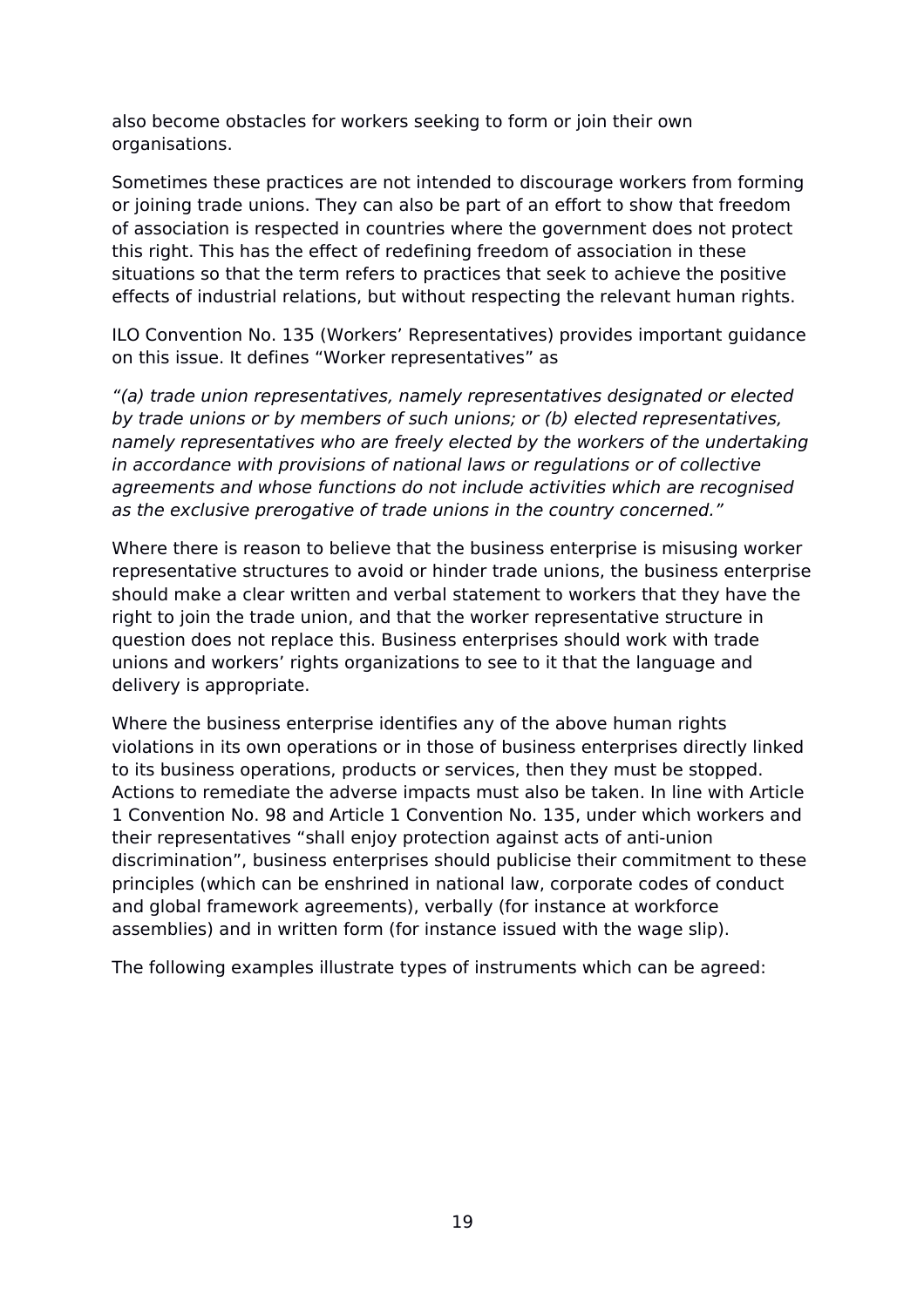also become obstacles for workers seeking to form or join their own organisations.

Sometimes these practices are not intended to discourage workers from forming or joining trade unions. They can also be part of an effort to show that freedom of association is respected in countries where the government does not protect this right. This has the effect of redefining freedom of association in these situations so that the term refers to practices that seek to achieve the positive effects of industrial relations, but without respecting the relevant human rights.

ILO Convention No. 135 (Workers' Representatives) provides important guidance on this issue. It defines "Worker representatives" as

*"(a) trade union representatives, namely representatives designated or elected by trade unions or by members of such unions; or (b) elected representatives, namely representatives who are freely elected by the workers of the undertaking in accordance with provisions of national laws or regulations or of collective agreements and whose functions do not include activities which are recognised as the exclusive prerogative of trade unions in the country concerned."*

Where there is reason to believe that the business enterprise is misusing worker representative structures to avoid or hinder trade unions, the business enterprise should make a clear written and verbal statement to workers that they have the right to join the trade union, and that the worker representative structure in question does not replace this. Business enterprises should work with trade unions and workers' rights organizations to see to it that the language and delivery is appropriate.

Where the business enterprise identifies any of the above human rights violations in its own operations or in those of business enterprises directly linked to its business operations, products or services, then they must be stopped. Actions to remediate the adverse impacts must also be taken. In line with Article 1 Convention No. 98 and Article 1 Convention No. 135, under which workers and their representatives "shall enjoy protection against acts of anti-union discrimination", business enterprises should publicise their commitment to these principles (which can be enshrined in national law, corporate codes of conduct and global framework agreements), verbally (for instance at workforce assemblies) and in written form (for instance issued with the wage slip).

The following examples illustrate types of instruments which can be agreed: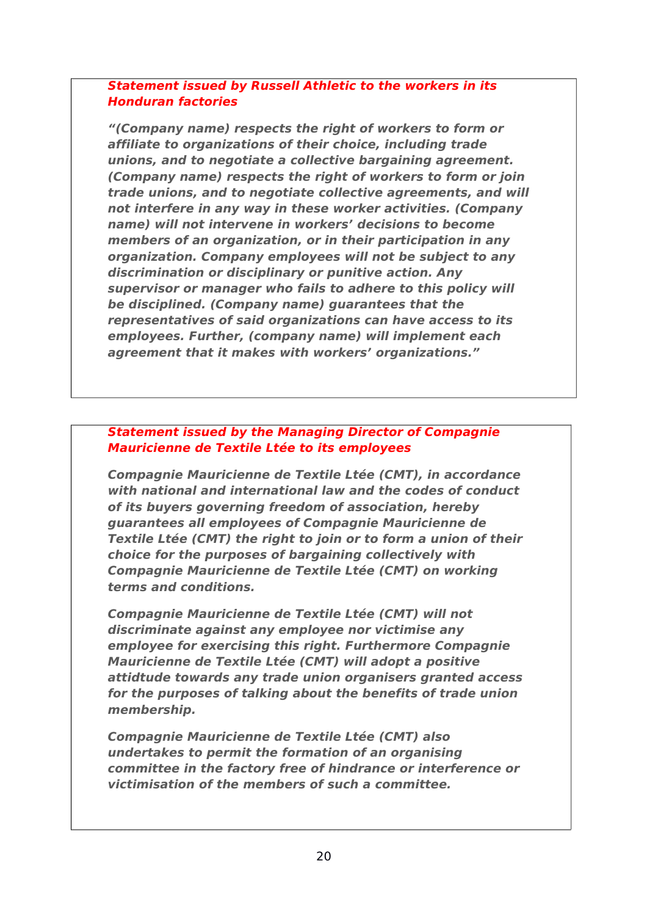***Statement issued by Russell Athletic to the workers in its Honduran factories***

***"(Company name) respects the right of workers to form or affiliate to organizations of their choice, including trade unions, and to negotiate a collective bargaining agreement. (Company name) respects the right of workers to form or join trade unions, and to negotiate collective agreements, and will not interfere in any way in these worker activities. (Company name) will not intervene in workers' decisions to become members of an organization, or in their participation in any organization. Company employees will not be subject to any discrimination or disciplinary or punitive action. Any supervisor or manager who fails to adhere to this policy will be disciplined. (Company name) guarantees that the representatives of said organizations can have access to its employees. Further, (company name) will implement each agreement that it makes with workers' organizations."***

***Statement issued by the Managing Director of Compagnie Mauricienne de Textile Ltée to its employees***

***Compagnie Mauricienne de Textile Ltée (CMT), in accordance with national and international law and the codes of conduct of its buyers governing freedom of association, hereby guarantees all employees of Compagnie Mauricienne de Textile Ltée (CMT) the right to join or to form a union of their choice for the purposes of bargaining collectively with Compagnie Mauricienne de Textile Ltée (CMT) on working terms and conditions.***

***Compagnie Mauricienne de Textile Ltée (CMT) will not discriminate against any employee nor victimise any employee for exercising this right. Furthermore Compagnie Mauricienne de Textile Ltée (CMT) will adopt a positive attidtude towards any trade union organisers granted access for the purposes of talking about the benefits of trade union membership.***

***Compagnie Mauricienne de Textile Ltée (CMT) also undertakes to permit the formation of an organising committee in the factory free of hindrance or interference or victimisation of the members of such a committee.***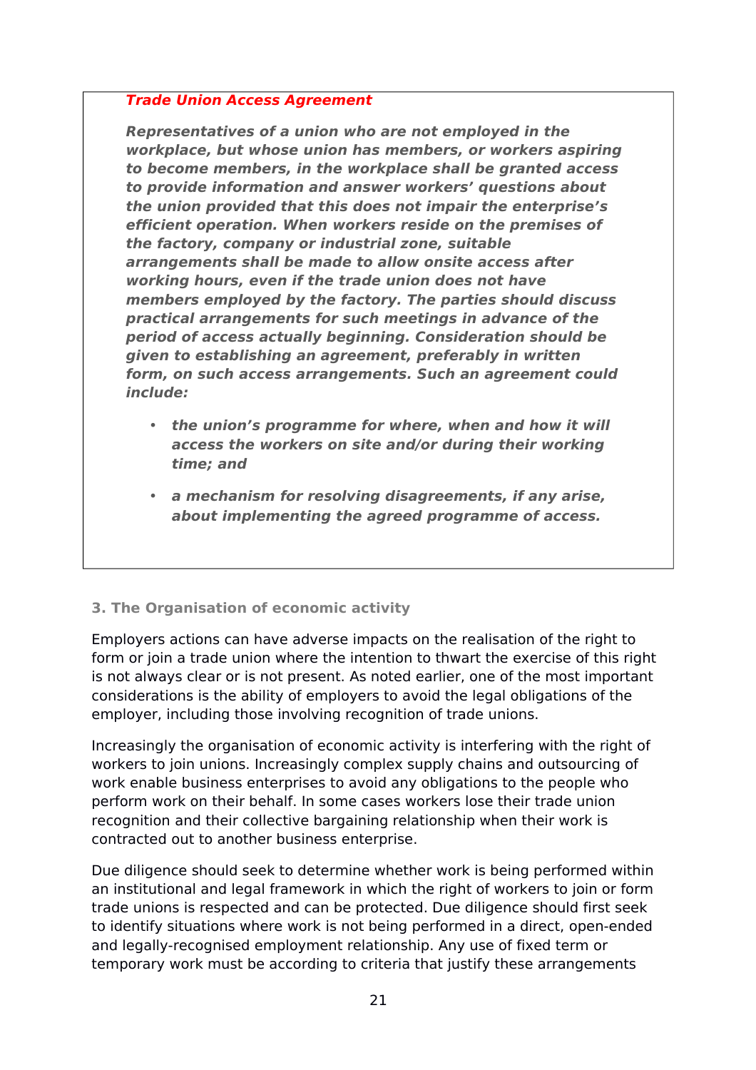***Trade Union Access Agreement***

***Representatives of a union who are not employed in the workplace, but whose union has members, or workers aspiring to become members, in the workplace shall be granted access to provide information and answer workers' questions about the union provided that this does not impair the enterprise's efficient operation. When workers reside on the premises of the factory, company or industrial zone, suitable arrangements shall be made to allow onsite access after working hours, even if the trade union does not have members employed by the factory. The parties should discuss practical arrangements for such meetings in advance of the period of access actually beginning. Consideration should be given to establishing an agreement, preferably in written form, on such access arrangements. Such an agreement could include:***

- ***the union's programme for where, when and how it will access the workers on site and/or during their working time; and***
- ***a mechanism for resolving disagreements, if any arise, about implementing the agreed programme of access.***

### 3. The Organisation of economic activity

Employers actions can have adverse impacts on the realisation of the right to form or join a trade union where the intention to thwart the exercise of this right is not always clear or is not present. As noted earlier, one of the most important considerations is the ability of employers to avoid the legal obligations of the employer, including those involving recognition of trade unions.

Increasingly the organisation of economic activity is interfering with the right of workers to join unions. Increasingly complex supply chains and outsourcing of work enable business enterprises to avoid any obligations to the people who perform work on their behalf. In some cases workers lose their trade union recognition and their collective bargaining relationship when their work is contracted out to another business enterprise.

Due diligence should seek to determine whether work is being performed within an institutional and legal framework in which the right of workers to join or form trade unions is respected and can be protected. Due diligence should first seek to identify situations where work is not being performed in a direct, open-ended and legally-recognised employment relationship. Any use of fixed term or temporary work must be according to criteria that justify these arrangements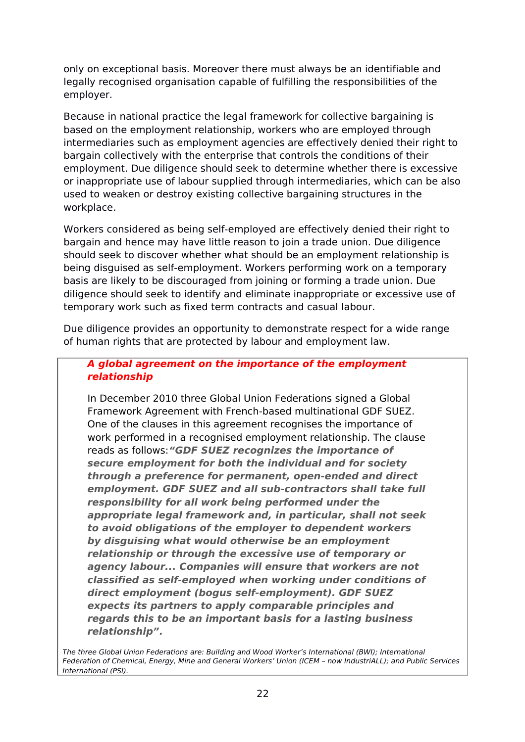only on exceptional basis. Moreover there must always be an identifiable and legally recognised organisation capable of fulfilling the responsibilities of the employer.

Because in national practice the legal framework for collective bargaining is based on the employment relationship, workers who are employed through intermediaries such as employment agencies are effectively denied their right to bargain collectively with the enterprise that controls the conditions of their employment. Due diligence should seek to determine whether there is excessive or inappropriate use of labour supplied through intermediaries, which can be also used to weaken or destroy existing collective bargaining structures in the workplace.

Workers considered as being self-employed are effectively denied their right to bargain and hence may have little reason to join a trade union. Due diligence should seek to discover whether what should be an employment relationship is being disguised as self-employment. Workers performing work on a temporary basis are likely to be discouraged from joining or forming a trade union. Due diligence should seek to identify and eliminate inappropriate or excessive use of temporary work such as fixed term contracts and casual labour.

Due diligence provides an opportunity to demonstrate respect for a wide range of human rights that are protected by labour and employment law.

***A global agreement on the importance of the employment relationship***

In December 2010 three Global Union Federations signed a Global Framework Agreement with French-based multinational GDF SUEZ. One of the clauses in this agreement recognises the importance of work performed in a recognised employment relationship. The clause reads as follows: ***"GDF SUEZ recognizes the importance of secure employment for both the individual and for society through a preference for permanent, open-ended and direct employment. GDF SUEZ and all sub-contractors shall take full responsibility for all work being performed under the appropriate legal framework and, in particular, shall not seek to avoid obligations of the employer to dependent workers by disguising what would otherwise be an employment relationship or through the excessive use of temporary or agency labour... Companies will ensure that workers are not classified as self-employed when working under conditions of direct employment (bogus self-employment). GDF SUEZ expects its partners to apply comparable principles and regards this to be an important basis for a lasting business relationship".***

*The three Global Union Federations are: Building and Wood Worker's International (BWI); International Federation of Chemical, Energy, Mine and General Workers' Union (ICEM – now IndustriALL); and Public Services International (PSI).*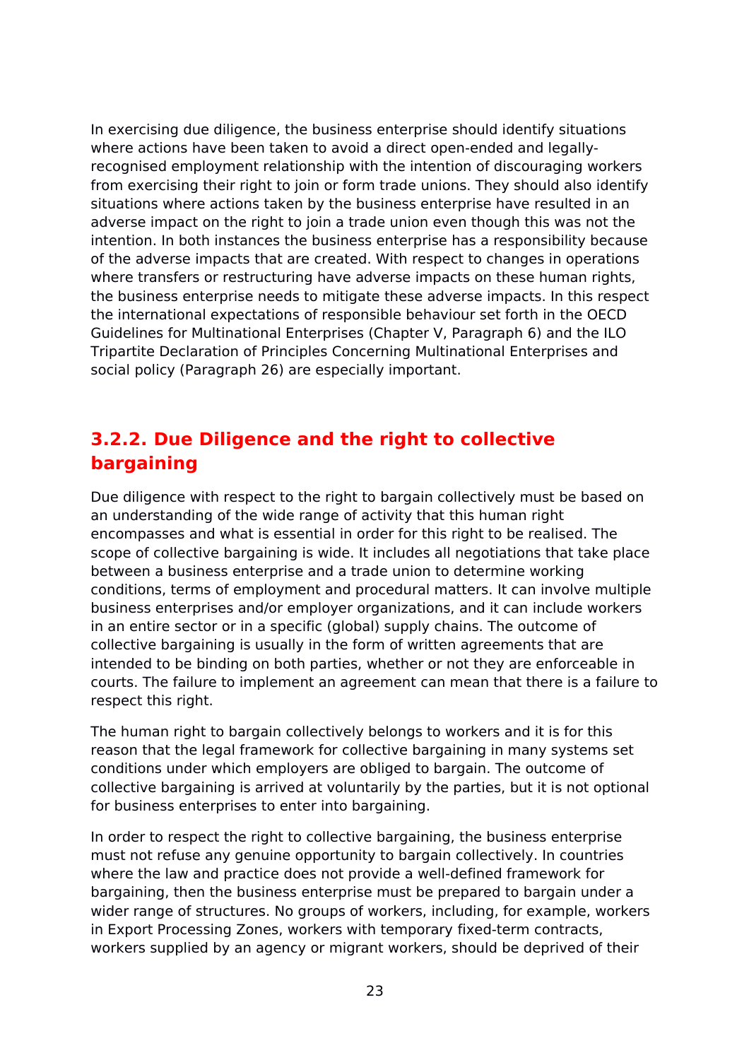In exercising due diligence, the business enterprise should identify situations where actions have been taken to avoid a direct open-ended and legally-recognised employment relationship with the intention of discouraging workers from exercising their right to join or form trade unions. They should also identify situations where actions taken by the business enterprise have resulted in an adverse impact on the right to join a trade union even though this was not the intention. In both instances the business enterprise has a responsibility because of the adverse impacts that are created. With respect to changes in operations where transfers or restructuring have adverse impacts on these human rights, the business enterprise needs to mitigate these adverse impacts. In this respect the international expectations of responsible behaviour set forth in the OECD Guidelines for Multinational Enterprises (Chapter V, Paragraph 6) and the ILO Tripartite Declaration of Principles Concerning Multinational Enterprises and social policy (Paragraph 26) are especially important.

### 3.2.2. Due Diligence and the right to collective bargaining

Due diligence with respect to the right to bargain collectively must be based on an understanding of the wide range of activity that this human right encompasses and what is essential in order for this right to be realised. The scope of collective bargaining is wide. It includes all negotiations that take place between a business enterprise and a trade union to determine working conditions, terms of employment and procedural matters. It can involve multiple business enterprises and/or employer organizations, and it can include workers in an entire sector or in a specific (global) supply chains. The outcome of collective bargaining is usually in the form of written agreements that are intended to be binding on both parties, whether or not they are enforceable in courts. The failure to implement an agreement can mean that there is a failure to respect this right.

The human right to bargain collectively belongs to workers and it is for this reason that the legal framework for collective bargaining in many systems set conditions under which employers are obliged to bargain. The outcome of collective bargaining is arrived at voluntarily by the parties, but it is not optional for business enterprises to enter into bargaining.

In order to respect the right to collective bargaining, the business enterprise must not refuse any genuine opportunity to bargain collectively. In countries where the law and practice does not provide a well-defined framework for bargaining, then the business enterprise must be prepared to bargain under a wider range of structures. No groups of workers, including, for example, workers in Export Processing Zones, workers with temporary fixed-term contracts, workers supplied by an agency or migrant workers, should be deprived of their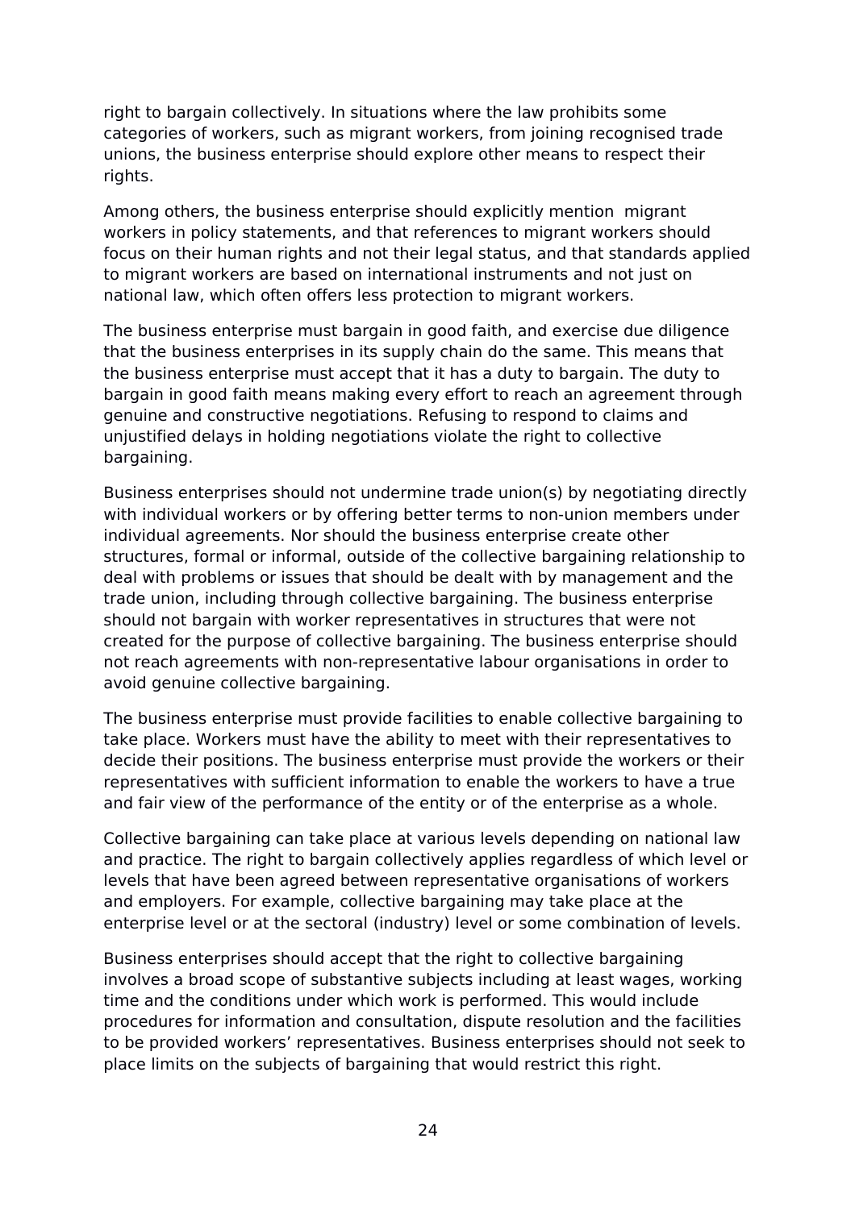right to bargain collectively. In situations where the law prohibits some categories of workers, such as migrant workers, from joining recognised trade unions, the business enterprise should explore other means to respect their rights.

Among others, the business enterprise should explicitly mention  migrant workers in policy statements, and that references to migrant workers should focus on their human rights and not their legal status, and that standards applied to migrant workers are based on international instruments and not just on national law, which often offers less protection to migrant workers.

The business enterprise must bargain in good faith, and exercise due diligence that the business enterprises in its supply chain do the same. This means that the business enterprise must accept that it has a duty to bargain. The duty to bargain in good faith means making every effort to reach an agreement through genuine and constructive negotiations. Refusing to respond to claims and unjustified delays in holding negotiations violate the right to collective bargaining.

Business enterprises should not undermine trade union(s) by negotiating directly with individual workers or by offering better terms to non-union members under individual agreements. Nor should the business enterprise create other structures, formal or informal, outside of the collective bargaining relationship to deal with problems or issues that should be dealt with by management and the trade union, including through collective bargaining. The business enterprise should not bargain with worker representatives in structures that were not created for the purpose of collective bargaining. The business enterprise should not reach agreements with non-representative labour organisations in order to avoid genuine collective bargaining.

The business enterprise must provide facilities to enable collective bargaining to take place. Workers must have the ability to meet with their representatives to decide their positions. The business enterprise must provide the workers or their representatives with sufficient information to enable the workers to have a true and fair view of the performance of the entity or of the enterprise as a whole.

Collective bargaining can take place at various levels depending on national law and practice. The right to bargain collectively applies regardless of which level or levels that have been agreed between representative organisations of workers and employers. For example, collective bargaining may take place at the enterprise level or at the sectoral (industry) level or some combination of levels.

Business enterprises should accept that the right to collective bargaining involves a broad scope of substantive subjects including at least wages, working time and the conditions under which work is performed. This would include procedures for information and consultation, dispute resolution and the facilities to be provided workers' representatives. Business enterprises should not seek to place limits on the subjects of bargaining that would restrict this right.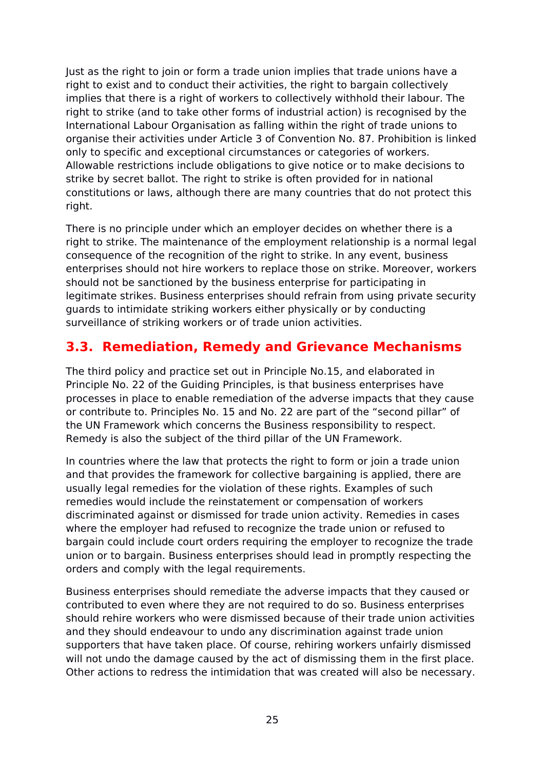Just as the right to join or form a trade union implies that trade unions have a right to exist and to conduct their activities, the right to bargain collectively implies that there is a right of workers to collectively withhold their labour. The right to strike (and to take other forms of industrial action) is recognised by the International Labour Organisation as falling within the right of trade unions to organise their activities under Article 3 of Convention No. 87. Prohibition is linked only to specific and exceptional circumstances or categories of workers. Allowable restrictions include obligations to give notice or to make decisions to strike by secret ballot. The right to strike is often provided for in national constitutions or laws, although there are many countries that do not protect this right.

There is no principle under which an employer decides on whether there is a right to strike. The maintenance of the employment relationship is a normal legal consequence of the recognition of the right to strike. In any event, business enterprises should not hire workers to replace those on strike. Moreover, workers should not be sanctioned by the business enterprise for participating in legitimate strikes. Business enterprises should refrain from using private security guards to intimidate striking workers either physically or by conducting surveillance of striking workers or of trade union activities.

## 3.3. Remediation, Remedy and Grievance Mechanisms

The third policy and practice set out in Principle No.15, and elaborated in Principle No. 22 of the Guiding Principles, is that business enterprises have processes in place to enable remediation of the adverse impacts that they cause or contribute to. Principles No. 15 and No. 22 are part of the “second pillar” of the UN Framework which concerns the Business responsibility to respect. Remedy is also the subject of the third pillar of the UN Framework.

In countries where the law that protects the right to form or join a trade union and that provides the framework for collective bargaining is applied, there are usually legal remedies for the violation of these rights. Examples of such remedies would include the reinstatement or compensation of workers discriminated against or dismissed for trade union activity. Remedies in cases where the employer had refused to recognize the trade union or refused to bargain could include court orders requiring the employer to recognize the trade union or to bargain. Business enterprises should lead in promptly respecting the orders and comply with the legal requirements.

Business enterprises should remediate the adverse impacts that they caused or contributed to even where they are not required to do so. Business enterprises should rehire workers who were dismissed because of their trade union activities and they should endeavour to undo any discrimination against trade union supporters that have taken place. Of course, rehiring workers unfairly dismissed will not undo the damage caused by the act of dismissing them in the first place. Other actions to redress the intimidation that was created will also be necessary.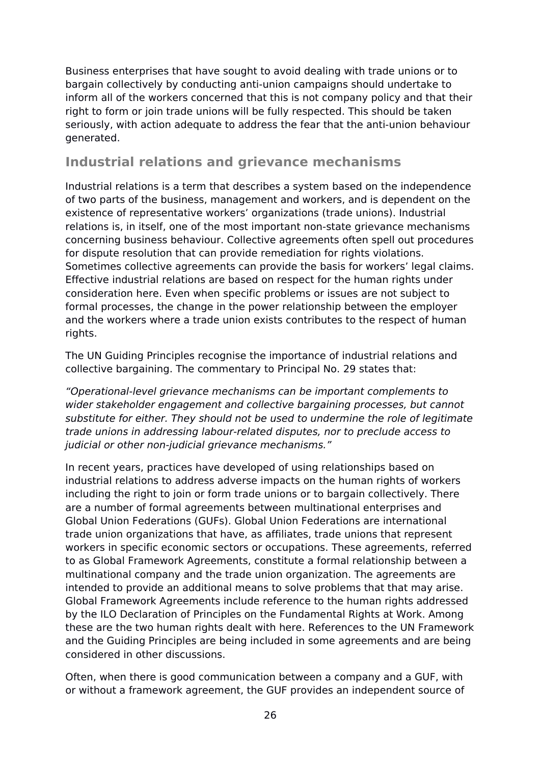Business enterprises that have sought to avoid dealing with trade unions or to bargain collectively by conducting anti-union campaigns should undertake to inform all of the workers concerned that this is not company policy and that their right to form or join trade unions will be fully respected. This should be taken seriously, with action adequate to address the fear that the anti-union behaviour generated.

## Industrial relations and grievance mechanisms

Industrial relations is a term that describes a system based on the independence of two parts of the business, management and workers, and is dependent on the existence of representative workers' organizations (trade unions). Industrial relations is, in itself, one of the most important non-state grievance mechanisms concerning business behaviour. Collective agreements often spell out procedures for dispute resolution that can provide remediation for rights violations. Sometimes collective agreements can provide the basis for workers' legal claims. Effective industrial relations are based on respect for the human rights under consideration here. Even when specific problems or issues are not subject to formal processes, the change in the power relationship between the employer and the workers where a trade union exists contributes to the respect of human rights.

The UN Guiding Principles recognise the importance of industrial relations and collective bargaining. The commentary to Principal No. 29 states that:

*"Operational-level grievance mechanisms can be important complements to wider stakeholder engagement and collective bargaining processes, but cannot substitute for either. They should not be used to undermine the role of legitimate trade unions in addressing labour-related disputes, nor to preclude access to judicial or other non-judicial grievance mechanisms."*

In recent years, practices have developed of using relationships based on industrial relations to address adverse impacts on the human rights of workers including the right to join or form trade unions or to bargain collectively. There are a number of formal agreements between multinational enterprises and Global Union Federations (GUFs). Global Union Federations are international trade union organizations that have, as affiliates, trade unions that represent workers in specific economic sectors or occupations. These agreements, referred to as Global Framework Agreements, constitute a formal relationship between a multinational company and the trade union organization. The agreements are intended to provide an additional means to solve problems that that may arise. Global Framework Agreements include reference to the human rights addressed by the ILO Declaration of Principles on the Fundamental Rights at Work. Among these are the two human rights dealt with here. References to the UN Framework and the Guiding Principles are being included in some agreements and are being considered in other discussions.

Often, when there is good communication between a company and a GUF, with or without a framework agreement, the GUF provides an independent source of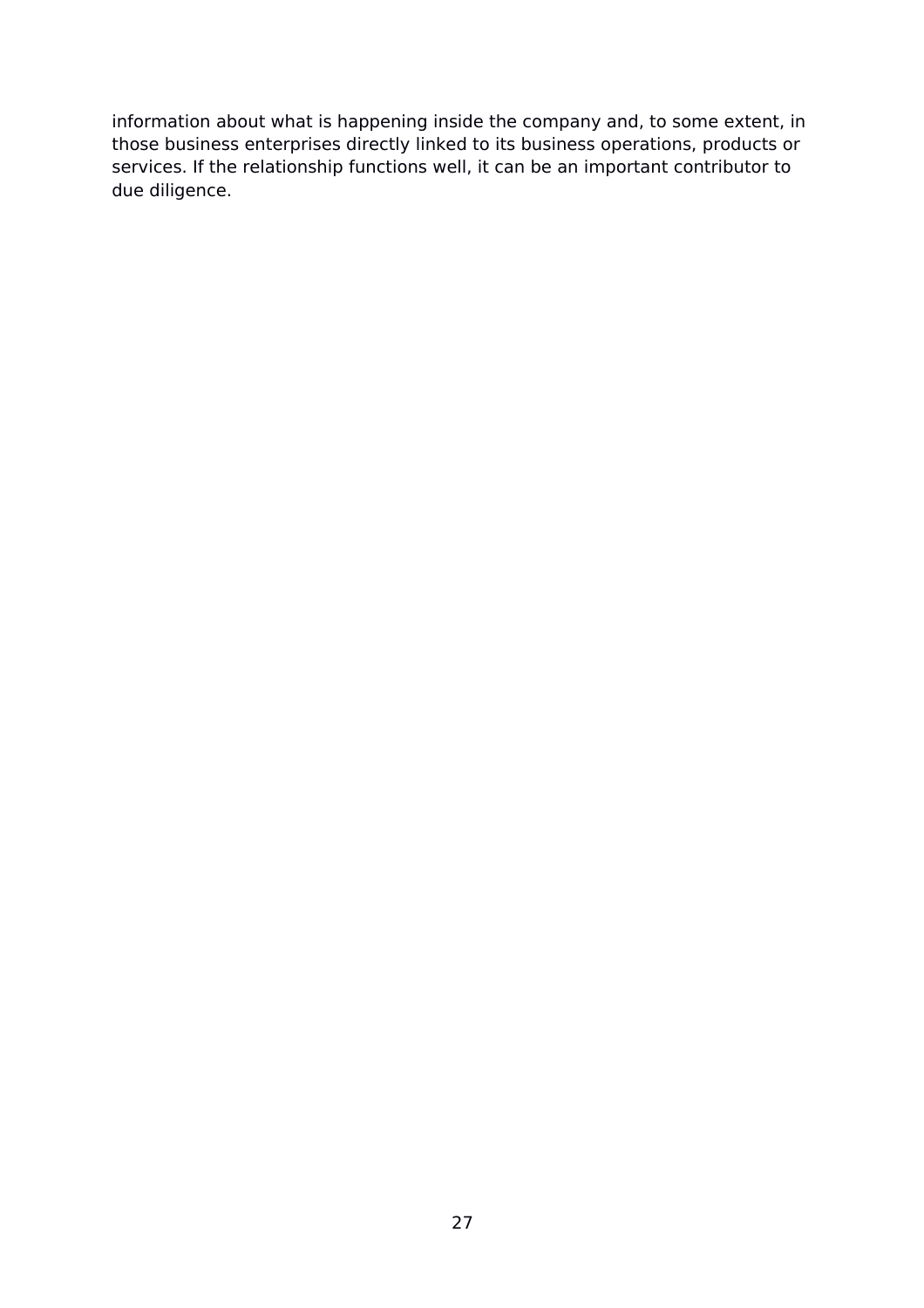information about what is happening inside the company and, to some extent, in those business enterprises directly linked to its business operations, products or services. If the relationship functions well, it can be an important contributor to due diligence.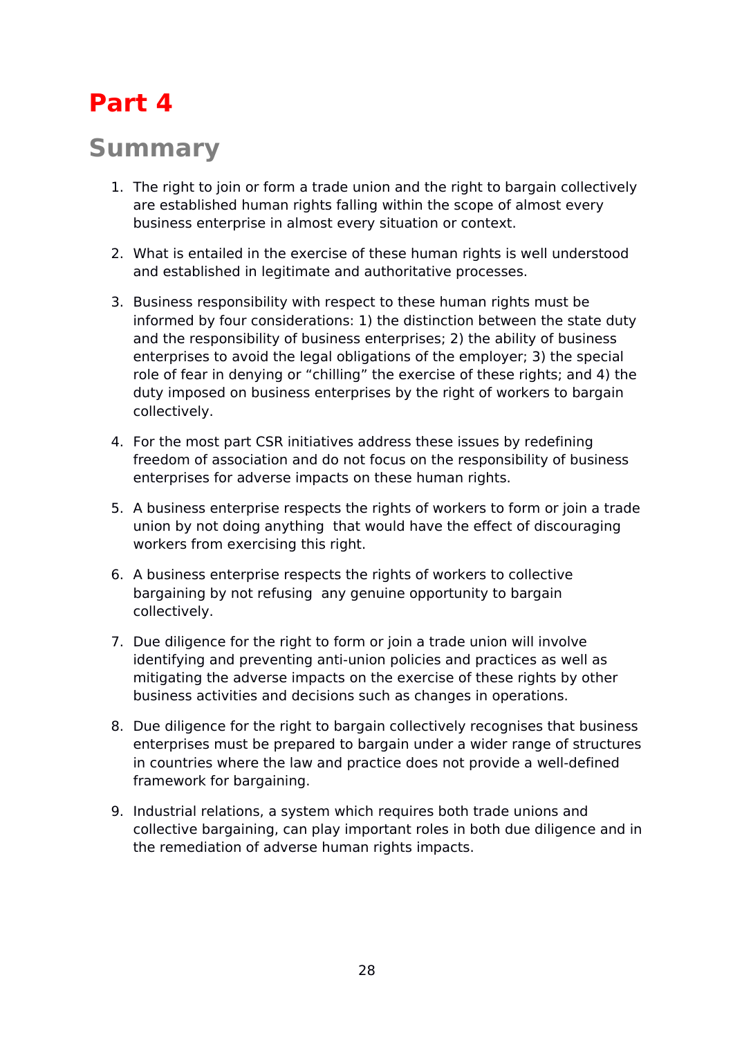# Part 4

## Summary

1. The right to join or form a trade union and the right to bargain collectively are established human rights falling within the scope of almost every business enterprise in almost every situation or context.

2. What is entailed in the exercise of these human rights is well understood and established in legitimate and authoritative processes.

3. Business responsibility with respect to these human rights must be informed by four considerations: 1) the distinction between the state duty and the responsibility of business enterprises; 2) the ability of business enterprises to avoid the legal obligations of the employer; 3) the special role of fear in denying or "chilling" the exercise of these rights; and 4) the duty imposed on business enterprises by the right of workers to bargain collectively.

4. For the most part CSR initiatives address these issues by redefining freedom of association and do not focus on the responsibility of business enterprises for adverse impacts on these human rights.

5. A business enterprise respects the rights of workers to form or join a trade union by not doing anything that would have the effect of discouraging workers from exercising this right.

6. A business enterprise respects the rights of workers to collective bargaining by not refusing any genuine opportunity to bargain collectively.

7. Due diligence for the right to form or join a trade union will involve identifying and preventing anti-union policies and practices as well as mitigating the adverse impacts on the exercise of these rights by other business activities and decisions such as changes in operations.

8. Due diligence for the right to bargain collectively recognises that business enterprises must be prepared to bargain under a wider range of structures in countries where the law and practice does not provide a well-defined framework for bargaining.

9. Industrial relations, a system which requires both trade unions and collective bargaining, can play important roles in both due diligence and in the remediation of adverse human rights impacts.